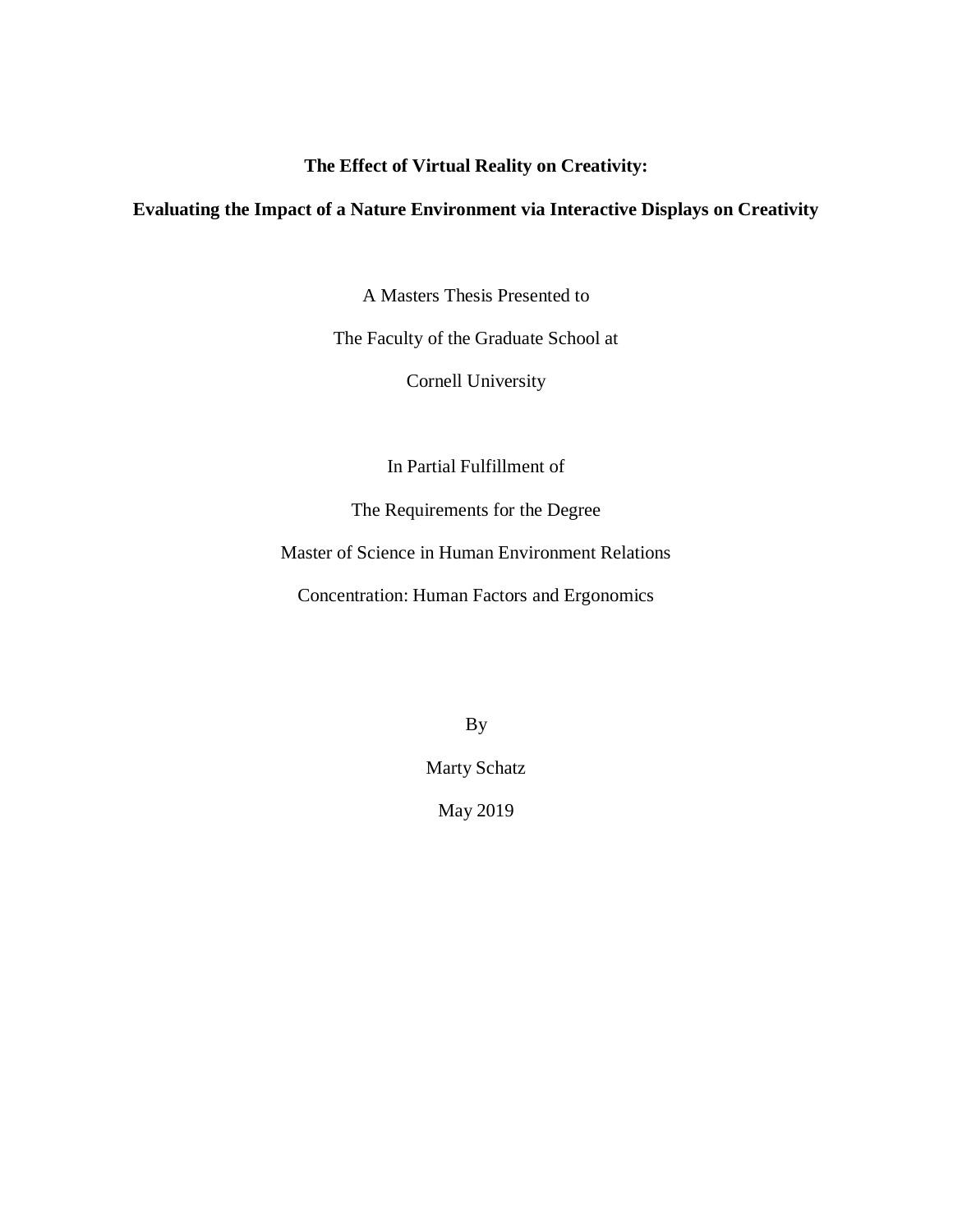# The Effect of Virtual Reality on Creativity:

## Evaluating the Impact of a Nature Environment via Interactive Displays on Creativity

A Masters Thesis Presented to

The Faculty of the Graduate School at

Cornell University

In Partial Fulfillment of

The Requirements for the Degree

Master of Science in Human Environment Relations

Concentration: Human Factors and Ergonomics

By

Marty Schatz

May 2019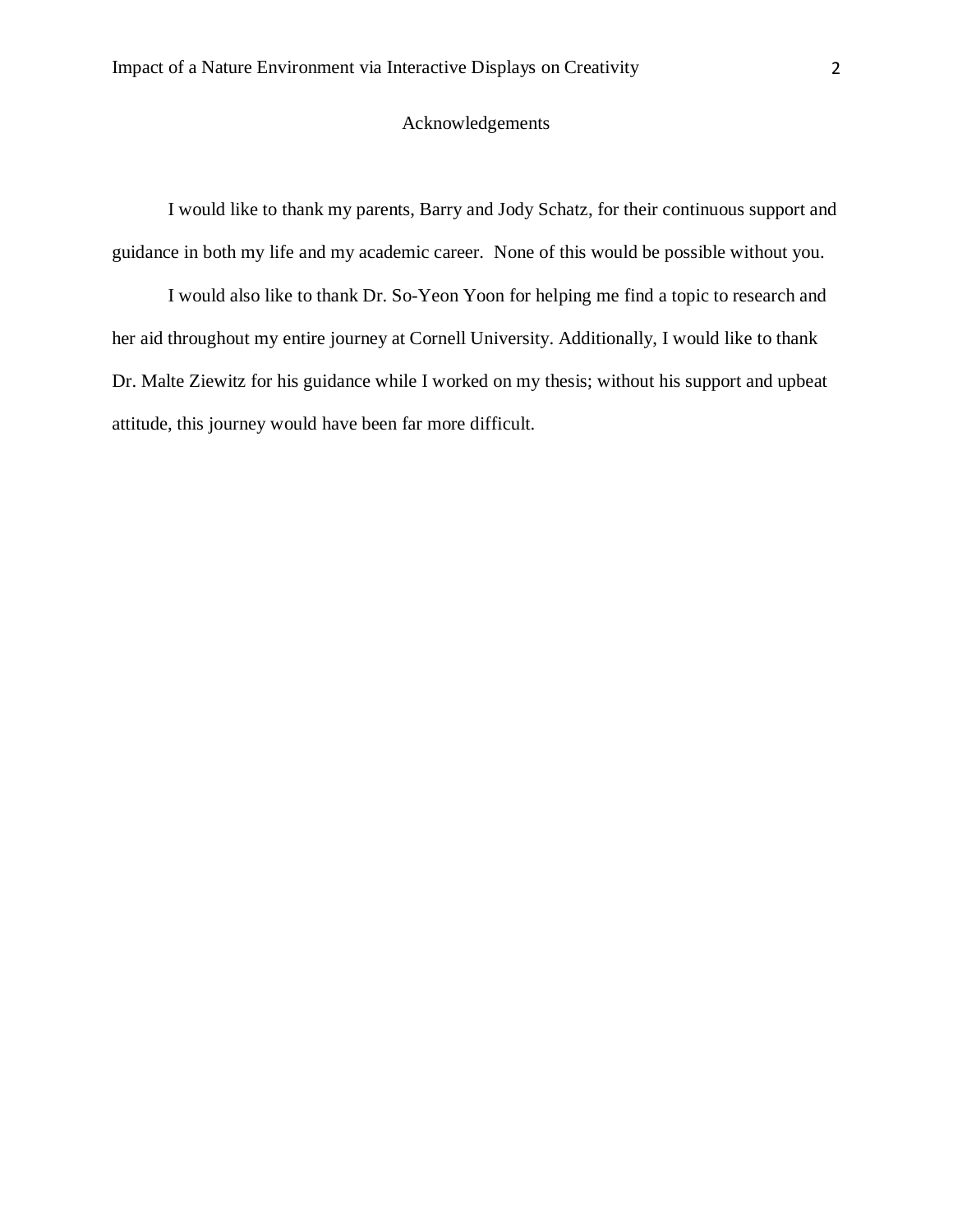# Acknowledgements

I would like to thank my parents, Barry and Jody Schatz, for their continuous support and guidance in both my life and my academic career. None of this would be possible without you.

I would also like to thank Dr. So-Yeon Yoon for helping me find a topic to research and her aid throughout my entire journey at Cornell University. Additionally, I would like to thank Dr. Malte Ziewitz for his guidance while I worked on my thesis; without his support and upbeat attitude, this journey would have been far more difficult.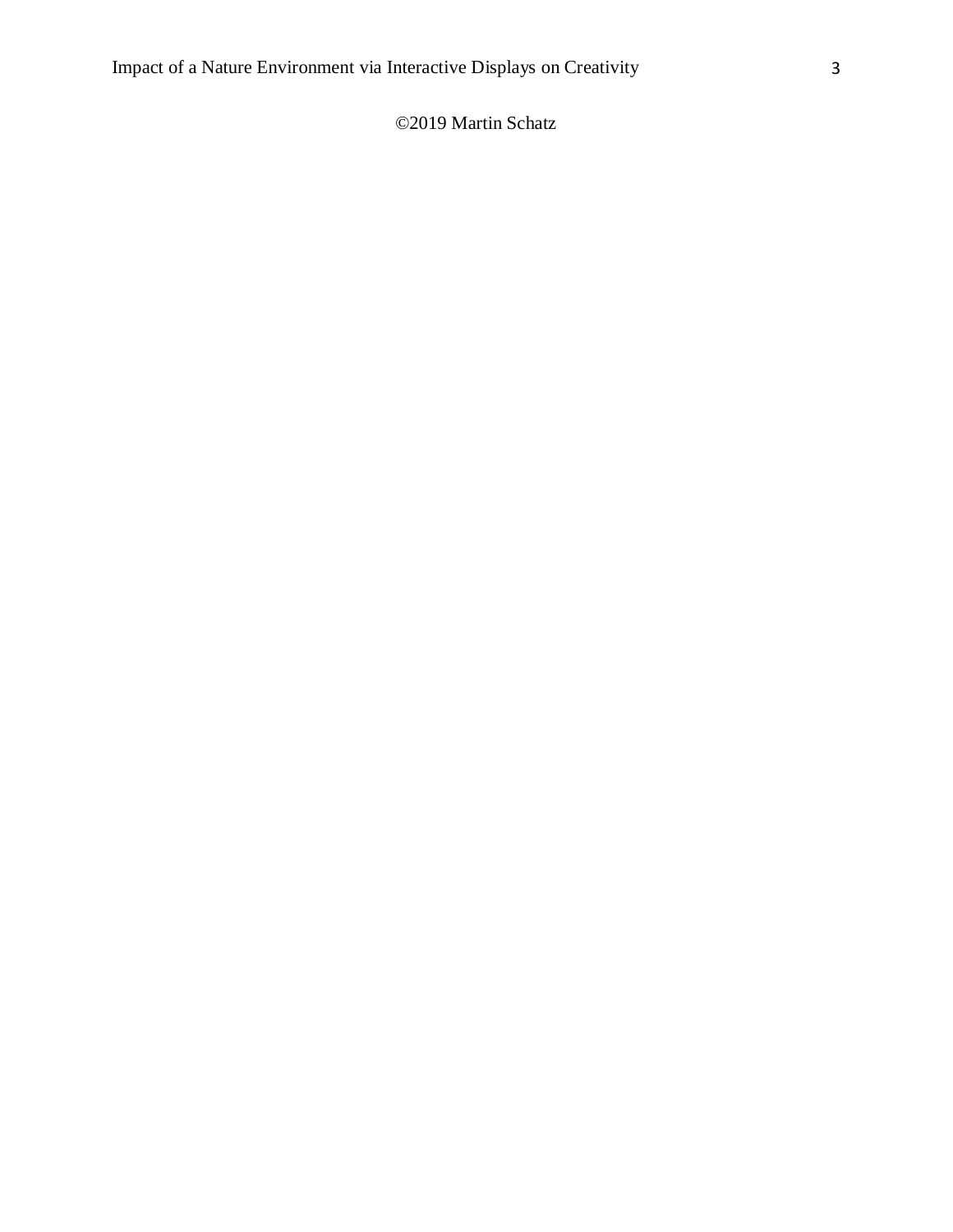©2019 Martin Schatz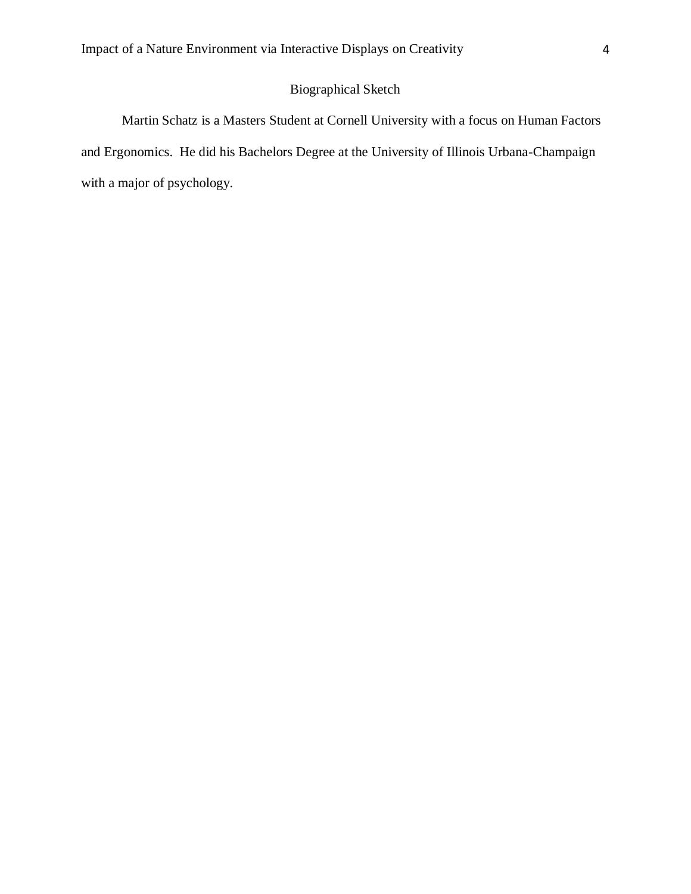## Biographical Sketch

Martin Schatz is a Masters Student at Cornell University with a focus on Human Factors and Ergonomics. He did his Bachelors Degree at the University of Illinois Urbana-Champaign with a major of psychology.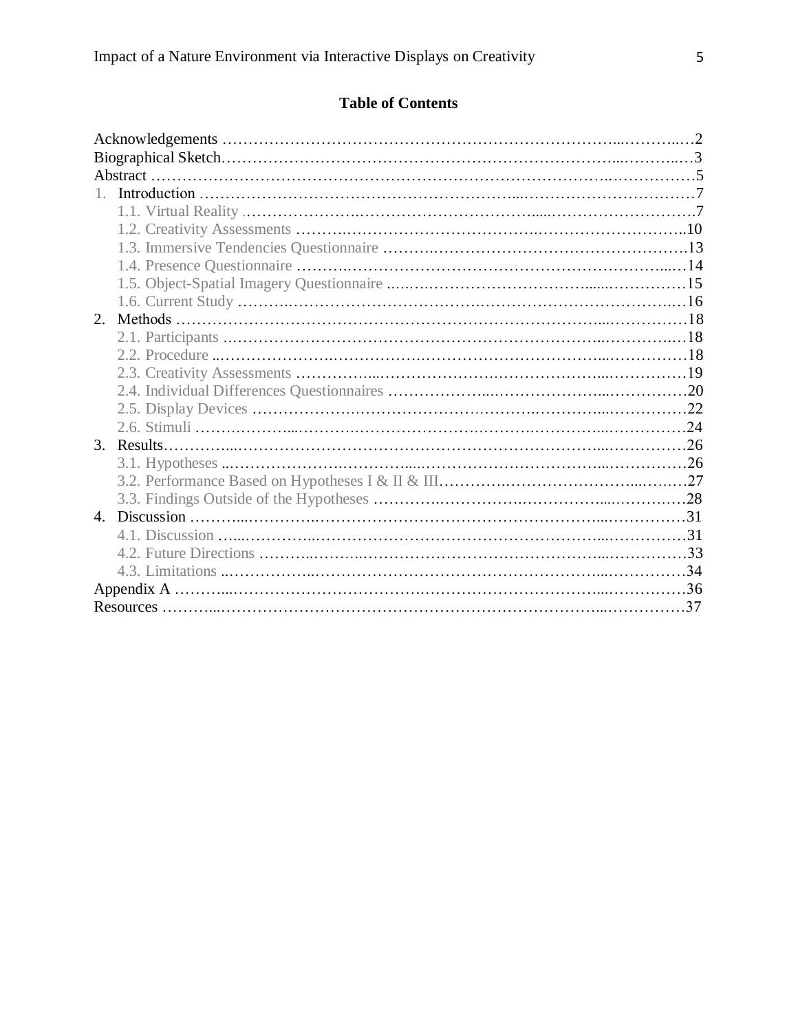## Table of Contents

Acknowledgements ....................................................................................................2
Biographical Sketch....................................................................................................3
Abstract ....................................................................................................................5
1. Introduction ..........................................................................................................7
   1.1. Virtual Reality ....................................................................................................7
   1.2. Creativity Assessments ......................................................................................10
   1.3. Immersive Tendencies Questionnaire ................................................................13
   1.4. Presence Questionnaire .....................................................................................14
   1.5. Object-Spatial Imagery Questionnaire ..............................................................15
   1.6. Current Study ....................................................................................................16
2. Methods ..............................................................................................................18
   2.1. Participants .......................................................................................................18
   2.2. Procedure .........................................................................................................18
   2.3. Creativity Assessments ......................................................................................19
   2.4. Individual Differences Questionnaires ................................................................20
   2.5. Display Devices ................................................................................................22
   2.6. Stimuli ..............................................................................................................24
3. Results................................................................................................................26
   3.1. Hypotheses .......................................................................................................26
   3.2. Performance Based on Hypotheses I & II & III...................................................27
   3.3. Findings Outside of the Hypotheses ..................................................................28
4. Discussion ...........................................................................................................31
   4.1. Discussion ........................................................................................................31
   4.2. Future Directions ..............................................................................................33
   4.3. Limitations ........................................................................................................34
Appendix A ...............................................................................................................36
Resources .................................................................................................................37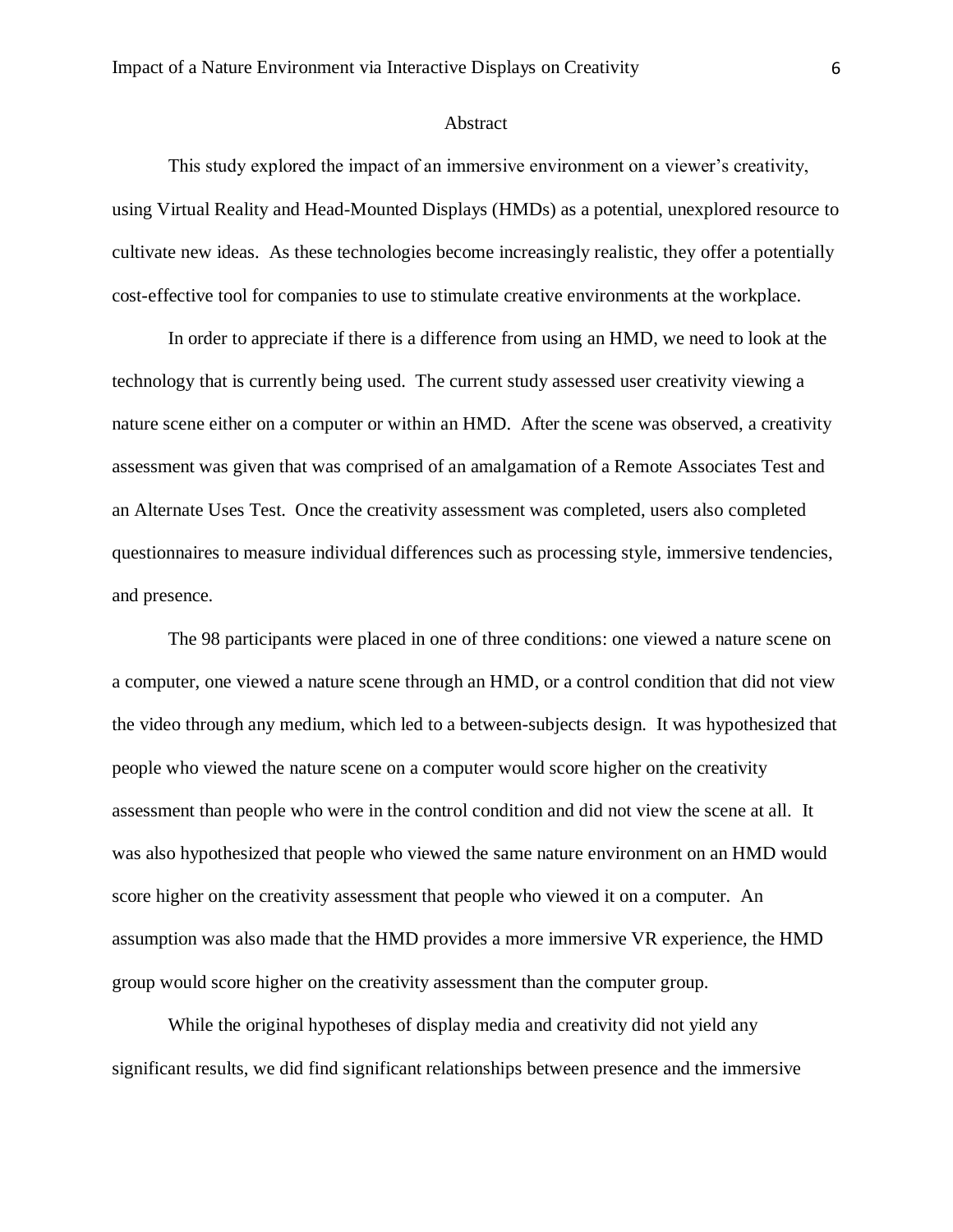## Abstract

This study explored the impact of an immersive environment on a viewer's creativity, using Virtual Reality and Head-Mounted Displays (HMDs) as a potential, unexplored resource to cultivate new ideas. As these technologies become increasingly realistic, they offer a potentially cost-effective tool for companies to use to stimulate creative environments at the workplace.

In order to appreciate if there is a difference from using an HMD, we need to look at the technology that is currently being used. The current study assessed user creativity viewing a nature scene either on a computer or within an HMD. After the scene was observed, a creativity assessment was given that was comprised of an amalgamation of a Remote Associates Test and an Alternate Uses Test. Once the creativity assessment was completed, users also completed questionnaires to measure individual differences such as processing style, immersive tendencies, and presence.

The 98 participants were placed in one of three conditions: one viewed a nature scene on a computer, one viewed a nature scene through an HMD, or a control condition that did not view the video through any medium, which led to a between-subjects design. It was hypothesized that people who viewed the nature scene on a computer would score higher on the creativity assessment than people who were in the control condition and did not view the scene at all. It was also hypothesized that people who viewed the same nature environment on an HMD would score higher on the creativity assessment that people who viewed it on a computer. An assumption was also made that the HMD provides a more immersive VR experience, the HMD group would score higher on the creativity assessment than the computer group.

While the original hypotheses of display media and creativity did not yield any significant results, we did find significant relationships between presence and the immersive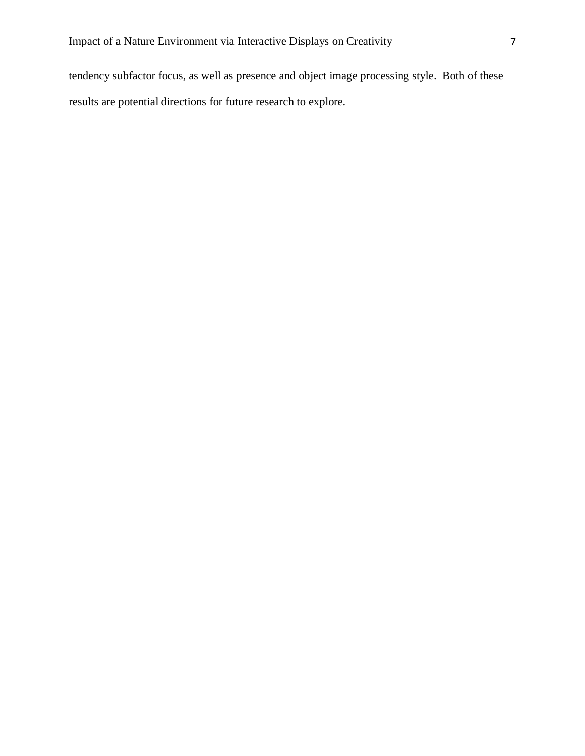tendency subfactor focus, as well as presence and object image processing style. Both of these results are potential directions for future research to explore.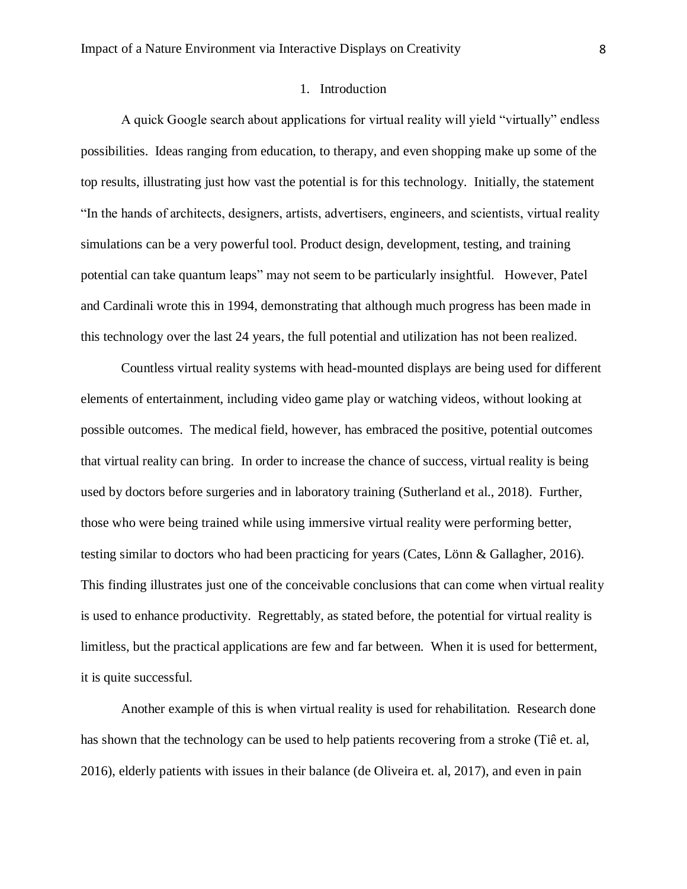# 1. Introduction

A quick Google search about applications for virtual reality will yield "virtually" endless possibilities. Ideas ranging from education, to therapy, and even shopping make up some of the top results, illustrating just how vast the potential is for this technology. Initially, the statement "In the hands of architects, designers, artists, advertisers, engineers, and scientists, virtual reality simulations can be a very powerful tool. Product design, development, testing, and training potential can take quantum leaps" may not seem to be particularly insightful. However, Patel and Cardinali wrote this in 1994, demonstrating that although much progress has been made in this technology over the last 24 years, the full potential and utilization has not been realized.

Countless virtual reality systems with head-mounted displays are being used for different elements of entertainment, including video game play or watching videos, without looking at possible outcomes. The medical field, however, has embraced the positive, potential outcomes that virtual reality can bring. In order to increase the chance of success, virtual reality is being used by doctors before surgeries and in laboratory training (Sutherland et al., 2018). Further, those who were being trained while using immersive virtual reality were performing better, testing similar to doctors who had been practicing for years (Cates, Lönn & Gallagher, 2016). This finding illustrates just one of the conceivable conclusions that can come when virtual reality is used to enhance productivity. Regrettably, as stated before, the potential for virtual reality is limitless, but the practical applications are few and far between. When it is used for betterment, it is quite successful.

Another example of this is when virtual reality is used for rehabilitation. Research done has shown that the technology can be used to help patients recovering from a stroke (Tiê et. al, 2016), elderly patients with issues in their balance (de Oliveira et. al, 2017), and even in pain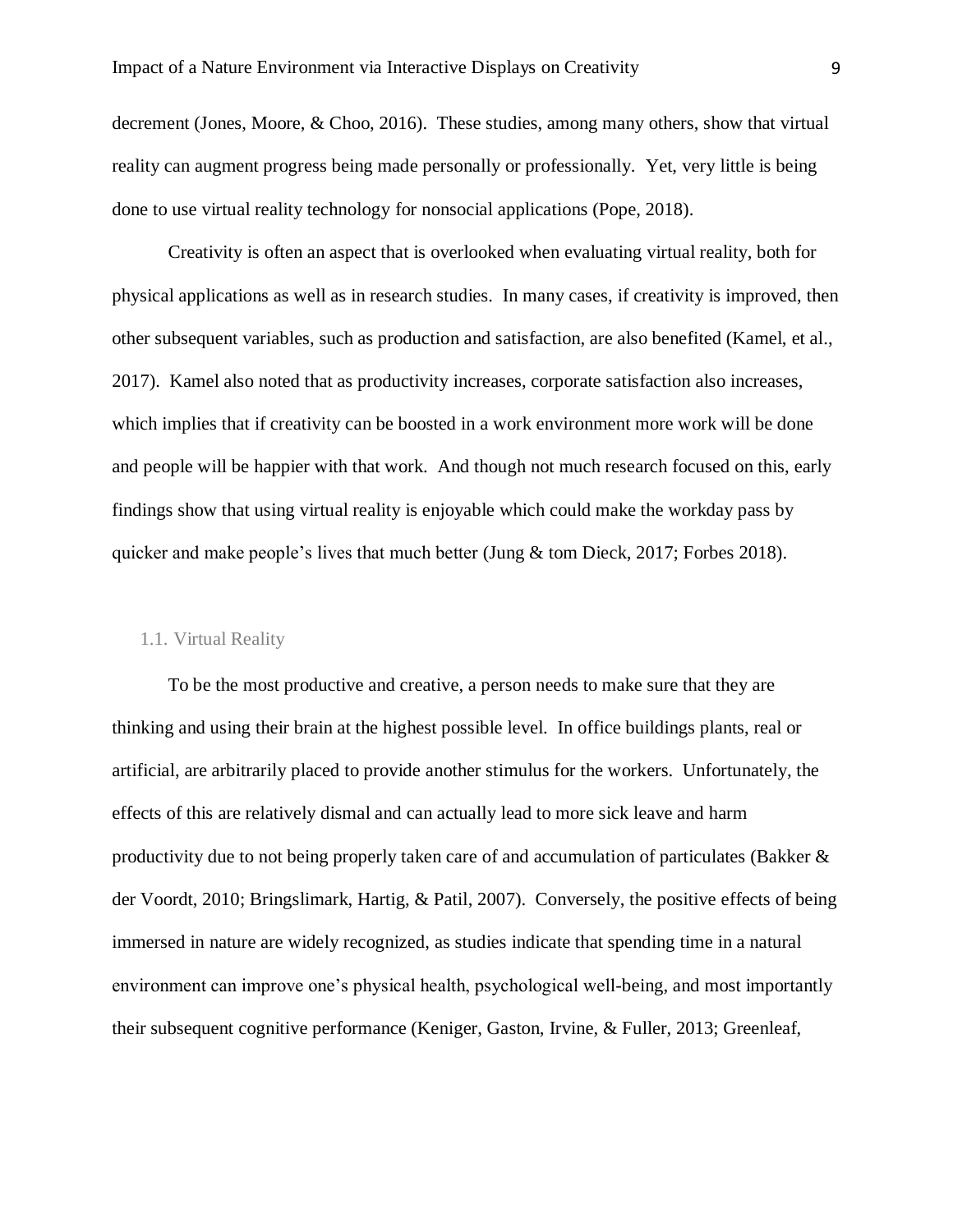decrement (Jones, Moore, & Choo, 2016). These studies, among many others, show that virtual reality can augment progress being made personally or professionally. Yet, very little is being done to use virtual reality technology for nonsocial applications (Pope, 2018).

Creativity is often an aspect that is overlooked when evaluating virtual reality, both for physical applications as well as in research studies. In many cases, if creativity is improved, then other subsequent variables, such as production and satisfaction, are also benefited (Kamel, et al., 2017). Kamel also noted that as productivity increases, corporate satisfaction also increases, which implies that if creativity can be boosted in a work environment more work will be done and people will be happier with that work. And though not much research focused on this, early findings show that using virtual reality is enjoyable which could make the workday pass by quicker and make people's lives that much better (Jung & tom Dieck, 2017; Forbes 2018).

## 1.1. Virtual Reality

To be the most productive and creative, a person needs to make sure that they are thinking and using their brain at the highest possible level. In office buildings plants, real or artificial, are arbitrarily placed to provide another stimulus for the workers. Unfortunately, the effects of this are relatively dismal and can actually lead to more sick leave and harm productivity due to not being properly taken care of and accumulation of particulates (Bakker & der Voordt, 2010; Bringslimark, Hartig, & Patil, 2007). Conversely, the positive effects of being immersed in nature are widely recognized, as studies indicate that spending time in a natural environment can improve one's physical health, psychological well-being, and most importantly their subsequent cognitive performance (Keniger, Gaston, Irvine, & Fuller, 2013; Greenleaf,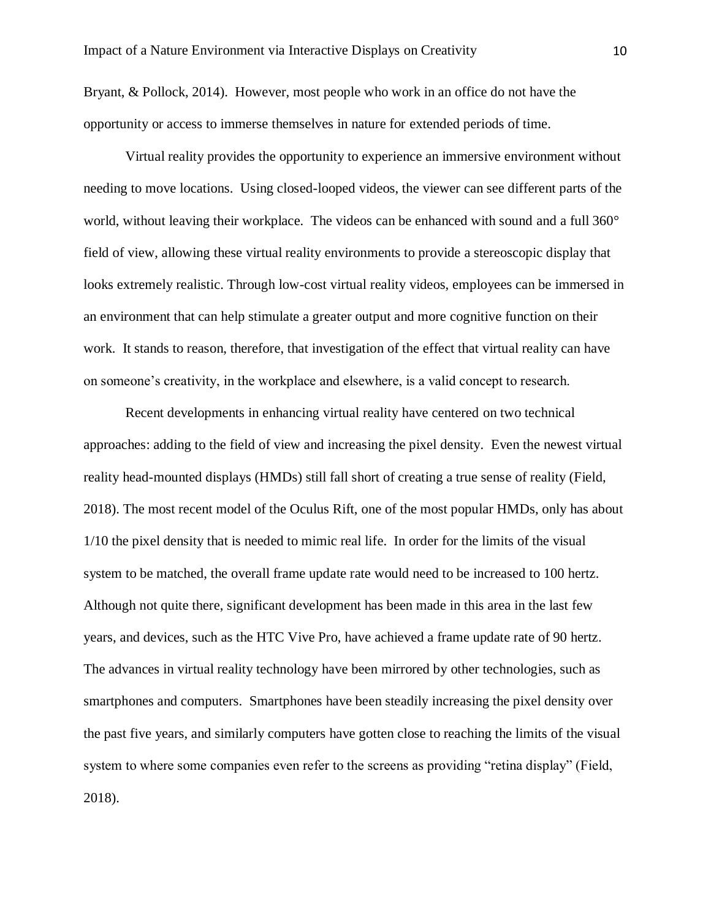Bryant, & Pollock, 2014). However, most people who work in an office do not have the opportunity or access to immerse themselves in nature for extended periods of time.

Virtual reality provides the opportunity to experience an immersive environment without needing to move locations. Using closed-looped videos, the viewer can see different parts of the world, without leaving their workplace. The videos can be enhanced with sound and a full 360° field of view, allowing these virtual reality environments to provide a stereoscopic display that looks extremely realistic. Through low-cost virtual reality videos, employees can be immersed in an environment that can help stimulate a greater output and more cognitive function on their work. It stands to reason, therefore, that investigation of the effect that virtual reality can have on someone's creativity, in the workplace and elsewhere, is a valid concept to research.

Recent developments in enhancing virtual reality have centered on two technical approaches: adding to the field of view and increasing the pixel density. Even the newest virtual reality head-mounted displays (HMDs) still fall short of creating a true sense of reality (Field, 2018). The most recent model of the Oculus Rift, one of the most popular HMDs, only has about 1/10 the pixel density that is needed to mimic real life. In order for the limits of the visual system to be matched, the overall frame update rate would need to be increased to 100 hertz. Although not quite there, significant development has been made in this area in the last few years, and devices, such as the HTC Vive Pro, have achieved a frame update rate of 90 hertz. The advances in virtual reality technology have been mirrored by other technologies, such as smartphones and computers. Smartphones have been steadily increasing the pixel density over the past five years, and similarly computers have gotten close to reaching the limits of the visual system to where some companies even refer to the screens as providing "retina display" (Field, 2018).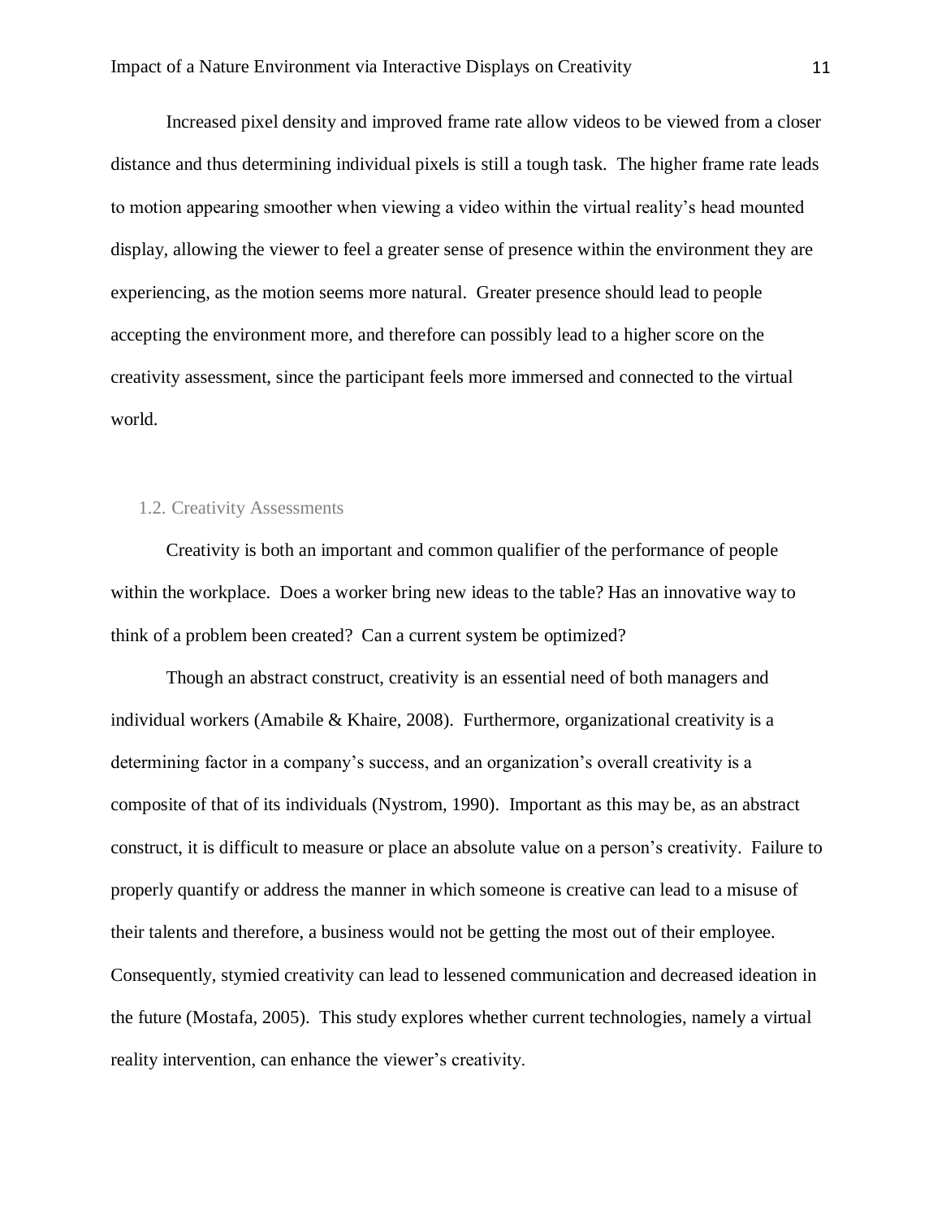Increased pixel density and improved frame rate allow videos to be viewed from a closer distance and thus determining individual pixels is still a tough task. The higher frame rate leads to motion appearing smoother when viewing a video within the virtual reality's head mounted display, allowing the viewer to feel a greater sense of presence within the environment they are experiencing, as the motion seems more natural. Greater presence should lead to people accepting the environment more, and therefore can possibly lead to a higher score on the creativity assessment, since the participant feels more immersed and connected to the virtual world.

### 1.2. Creativity Assessments

Creativity is both an important and common qualifier of the performance of people within the workplace. Does a worker bring new ideas to the table? Has an innovative way to think of a problem been created? Can a current system be optimized?

Though an abstract construct, creativity is an essential need of both managers and individual workers (Amabile & Khaire, 2008). Furthermore, organizational creativity is a determining factor in a company's success, and an organization's overall creativity is a composite of that of its individuals (Nystrom, 1990). Important as this may be, as an abstract construct, it is difficult to measure or place an absolute value on a person's creativity. Failure to properly quantify or address the manner in which someone is creative can lead to a misuse of their talents and therefore, a business would not be getting the most out of their employee. Consequently, stymied creativity can lead to lessened communication and decreased ideation in the future (Mostafa, 2005). This study explores whether current technologies, namely a virtual reality intervention, can enhance the viewer's creativity.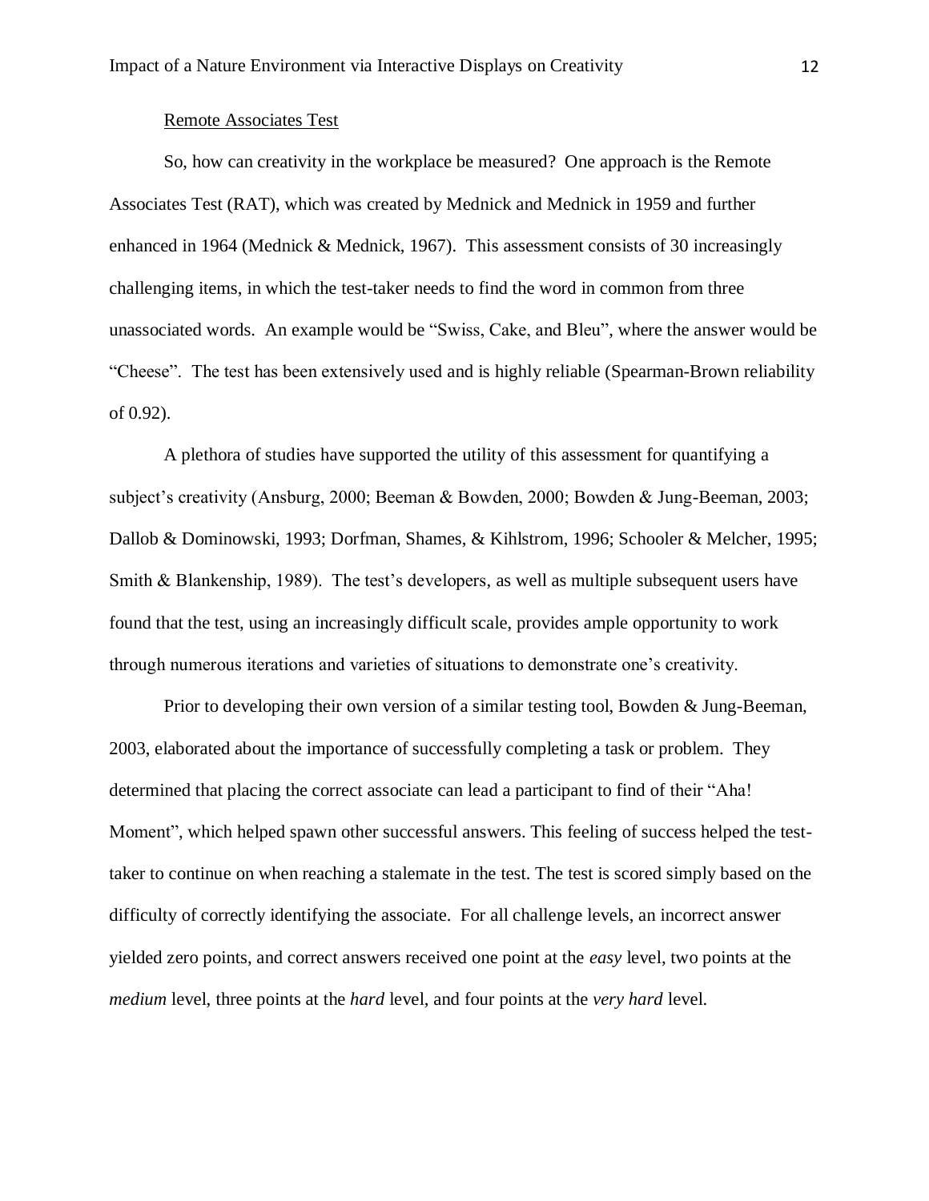Remote Associates Test

So, how can creativity in the workplace be measured? One approach is the Remote Associates Test (RAT), which was created by Mednick and Mednick in 1959 and further enhanced in 1964 (Mednick & Mednick, 1967). This assessment consists of 30 increasingly challenging items, in which the test-taker needs to find the word in common from three unassociated words. An example would be “Swiss, Cake, and Bleu”, where the answer would be “Cheese”. The test has been extensively used and is highly reliable (Spearman-Brown reliability of 0.92).

A plethora of studies have supported the utility of this assessment for quantifying a subject’s creativity (Ansburg, 2000; Beeman & Bowden, 2000; Bowden & Jung-Beeman, 2003; Dallob & Dominowski, 1993; Dorfman, Shames, & Kihlstrom, 1996; Schooler & Melcher, 1995; Smith & Blankenship, 1989). The test’s developers, as well as multiple subsequent users have found that the test, using an increasingly difficult scale, provides ample opportunity to work through numerous iterations and varieties of situations to demonstrate one’s creativity.

Prior to developing their own version of a similar testing tool, Bowden & Jung-Beeman, 2003, elaborated about the importance of successfully completing a task or problem. They determined that placing the correct associate can lead a participant to find of their “Aha! Moment”, which helped spawn other successful answers. This feeling of success helped the test-taker to continue on when reaching a stalemate in the test. The test is scored simply based on the difficulty of correctly identifying the associate. For all challenge levels, an incorrect answer yielded zero points, and correct answers received one point at the *easy* level, two points at the *medium* level, three points at the *hard* level, and four points at the *very hard* level.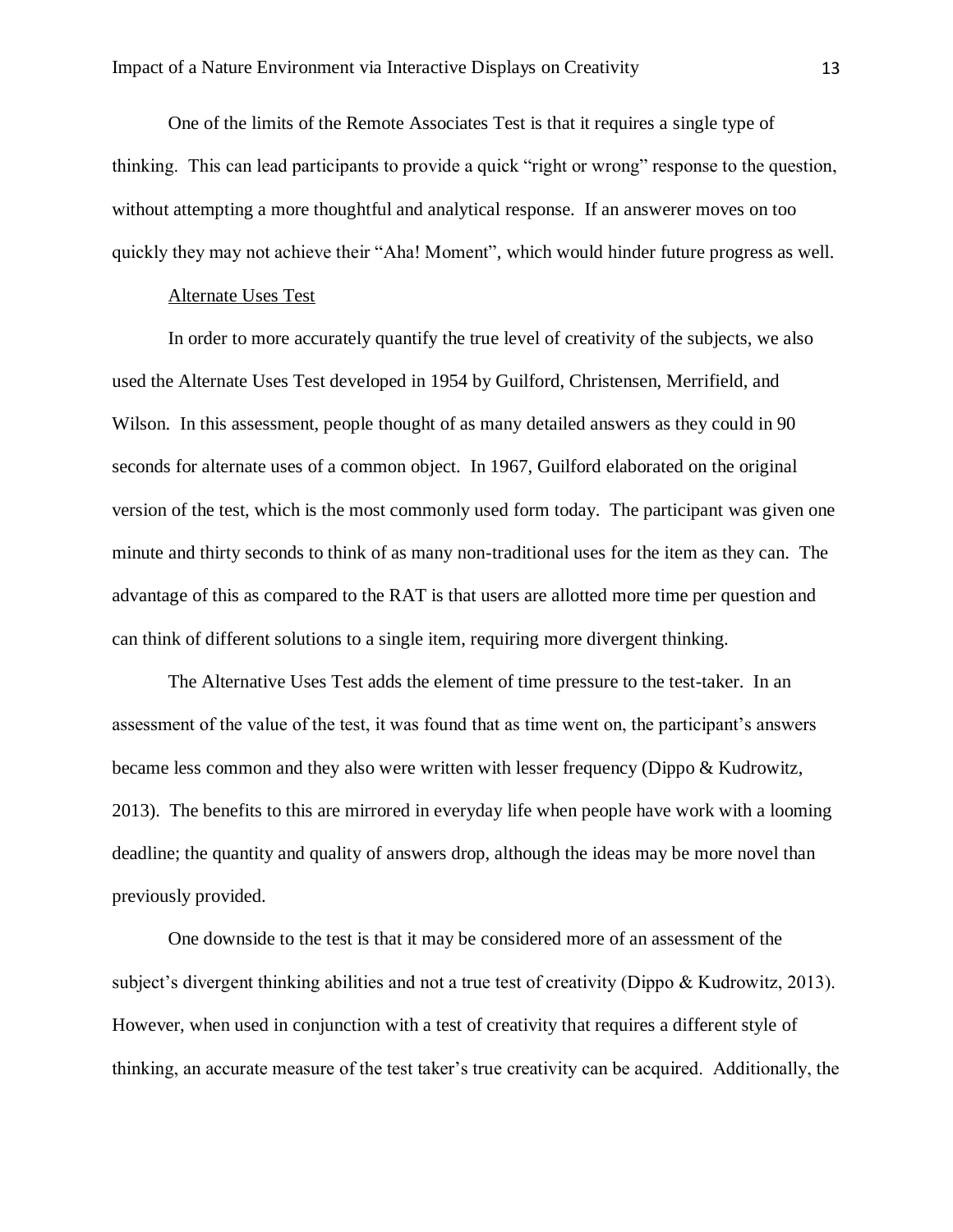One of the limits of the Remote Associates Test is that it requires a single type of thinking. This can lead participants to provide a quick "right or wrong" response to the question, without attempting a more thoughtful and analytical response. If an answerer moves on too quickly they may not achieve their "Aha! Moment", which would hinder future progress as well.

### Alternate Uses Test

In order to more accurately quantify the true level of creativity of the subjects, we also used the Alternate Uses Test developed in 1954 by Guilford, Christensen, Merrifield, and Wilson. In this assessment, people thought of as many detailed answers as they could in 90 seconds for alternate uses of a common object. In 1967, Guilford elaborated on the original version of the test, which is the most commonly used form today. The participant was given one minute and thirty seconds to think of as many non-traditional uses for the item as they can. The advantage of this as compared to the RAT is that users are allotted more time per question and can think of different solutions to a single item, requiring more divergent thinking.

The Alternative Uses Test adds the element of time pressure to the test-taker. In an assessment of the value of the test, it was found that as time went on, the participant's answers became less common and they also were written with lesser frequency (Dippo & Kudrowitz, 2013). The benefits to this are mirrored in everyday life when people have work with a looming deadline; the quantity and quality of answers drop, although the ideas may be more novel than previously provided.

One downside to the test is that it may be considered more of an assessment of the subject's divergent thinking abilities and not a true test of creativity (Dippo & Kudrowitz, 2013). However, when used in conjunction with a test of creativity that requires a different style of thinking, an accurate measure of the test taker's true creativity can be acquired. Additionally, the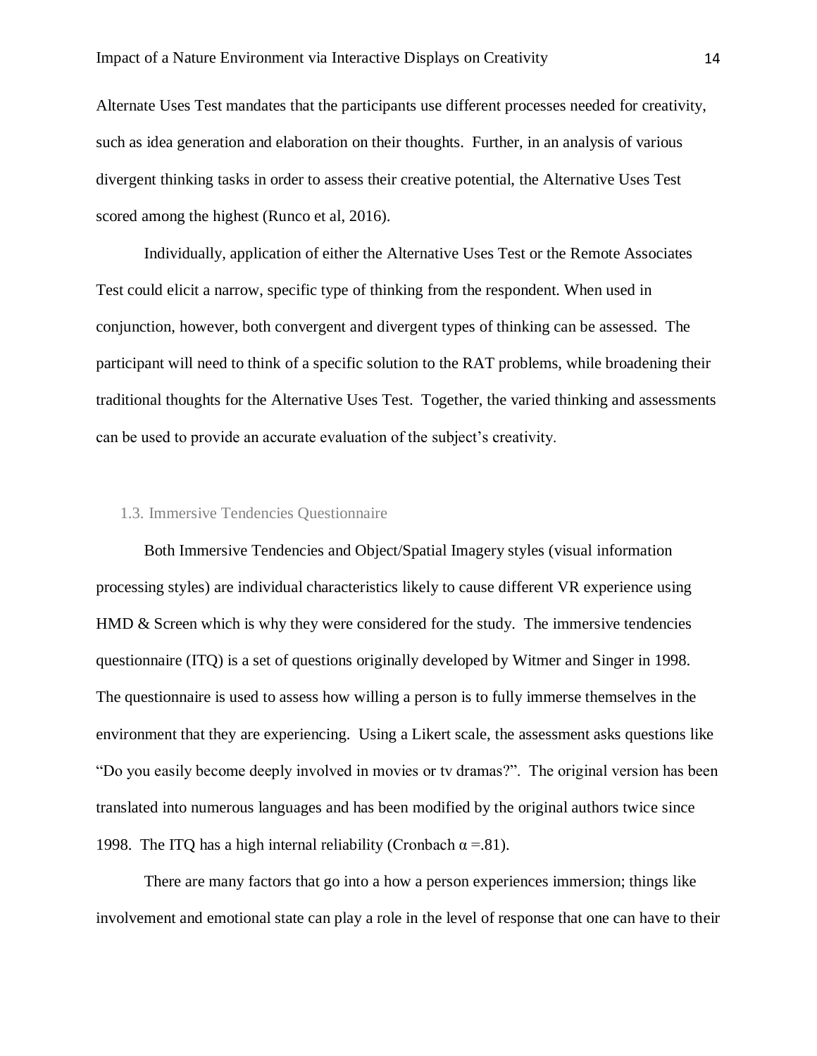Alternate Uses Test mandates that the participants use different processes needed for creativity, such as idea generation and elaboration on their thoughts. Further, in an analysis of various divergent thinking tasks in order to assess their creative potential, the Alternative Uses Test scored among the highest (Runco et al, 2016).

Individually, application of either the Alternative Uses Test or the Remote Associates Test could elicit a narrow, specific type of thinking from the respondent. When used in conjunction, however, both convergent and divergent types of thinking can be assessed. The participant will need to think of a specific solution to the RAT problems, while broadening their traditional thoughts for the Alternative Uses Test. Together, the varied thinking and assessments can be used to provide an accurate evaluation of the subject's creativity.

### 1.3. Immersive Tendencies Questionnaire

Both Immersive Tendencies and Object/Spatial Imagery styles (visual information processing styles) are individual characteristics likely to cause different VR experience using HMD & Screen which is why they were considered for the study. The immersive tendencies questionnaire (ITQ) is a set of questions originally developed by Witmer and Singer in 1998. The questionnaire is used to assess how willing a person is to fully immerse themselves in the environment that they are experiencing. Using a Likert scale, the assessment asks questions like "Do you easily become deeply involved in movies or tv dramas?". The original version has been translated into numerous languages and has been modified by the original authors twice since 1998. The ITQ has a high internal reliability (Cronbach $\alpha$ =.81).

There are many factors that go into a how a person experiences immersion; things like involvement and emotional state can play a role in the level of response that one can have to their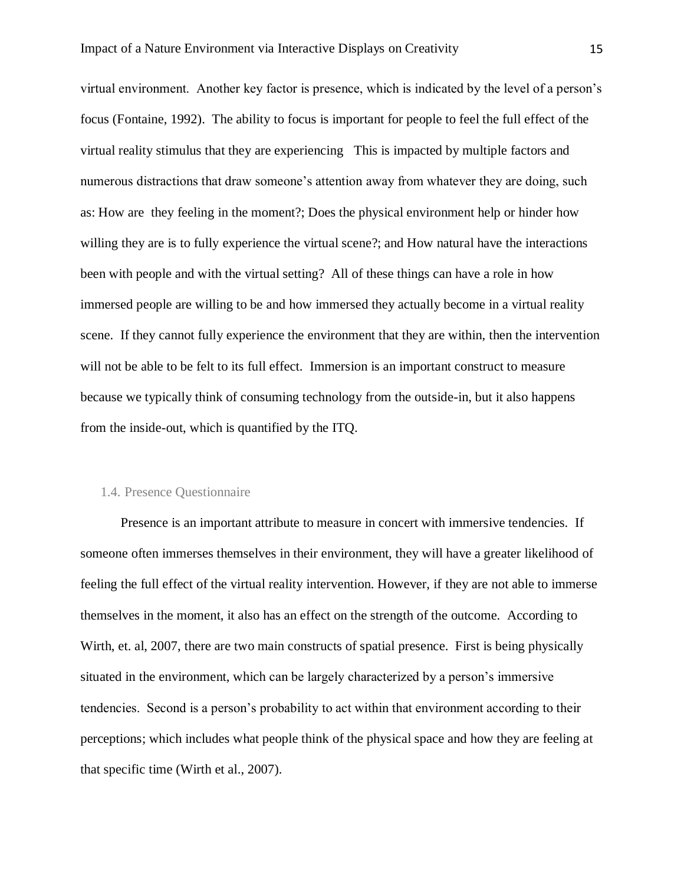virtual environment. Another key factor is presence, which is indicated by the level of a person's focus (Fontaine, 1992). The ability to focus is important for people to feel the full effect of the virtual reality stimulus that they are experiencing This is impacted by multiple factors and numerous distractions that draw someone's attention away from whatever they are doing, such as: How are they feeling in the moment?; Does the physical environment help or hinder how willing they are is to fully experience the virtual scene?; and How natural have the interactions been with people and with the virtual setting? All of these things can have a role in how immersed people are willing to be and how immersed they actually become in a virtual reality scene. If they cannot fully experience the environment that they are within, then the intervention will not be able to be felt to its full effect. Immersion is an important construct to measure because we typically think of consuming technology from the outside-in, but it also happens from the inside-out, which is quantified by the ITQ.

### 1.4. Presence Questionnaire

Presence is an important attribute to measure in concert with immersive tendencies. If someone often immerses themselves in their environment, they will have a greater likelihood of feeling the full effect of the virtual reality intervention. However, if they are not able to immerse themselves in the moment, it also has an effect on the strength of the outcome. According to Wirth, et. al, 2007, there are two main constructs of spatial presence. First is being physically situated in the environment, which can be largely characterized by a person's immersive tendencies. Second is a person's probability to act within that environment according to their perceptions; which includes what people think of the physical space and how they are feeling at that specific time (Wirth et al., 2007).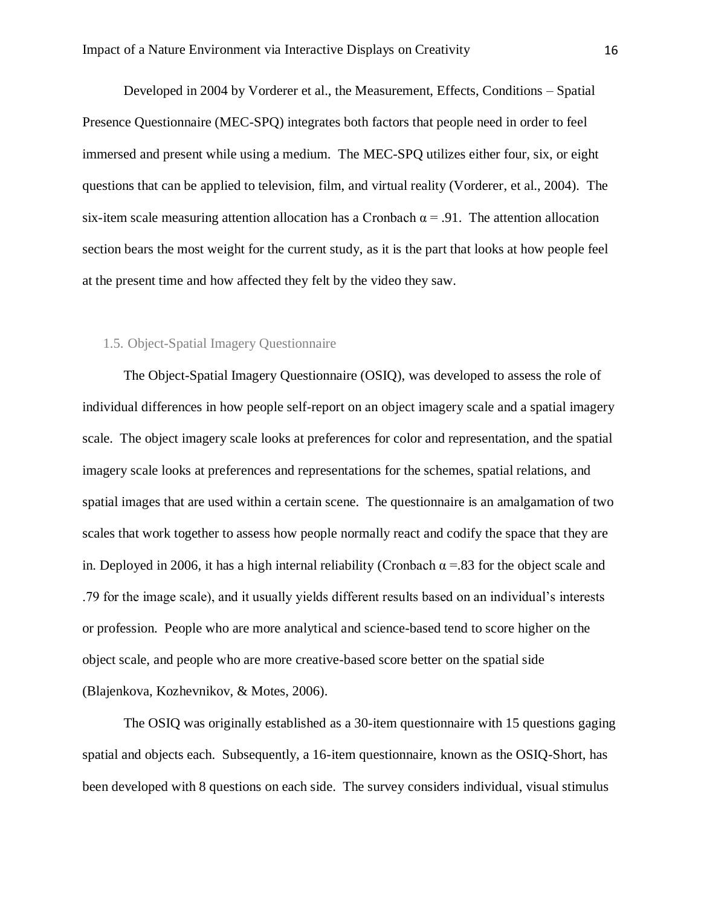Developed in 2004 by Vorderer et al., the Measurement, Effects, Conditions – Spatial Presence Questionnaire (MEC-SPQ) integrates both factors that people need in order to feel immersed and present while using a medium. The MEC-SPQ utilizes either four, six, or eight questions that can be applied to television, film, and virtual reality (Vorderer, et al., 2004). The six-item scale measuring attention allocation has a Cronbach $\alpha = .91$. The attention allocation section bears the most weight for the current study, as it is the part that looks at how people feel at the present time and how affected they felt by the video they saw.

### 1.5. Object-Spatial Imagery Questionnaire

The Object-Spatial Imagery Questionnaire (OSIQ), was developed to assess the role of individual differences in how people self-report on an object imagery scale and a spatial imagery scale. The object imagery scale looks at preferences for color and representation, and the spatial imagery scale looks at preferences and representations for the schemes, spatial relations, and spatial images that are used within a certain scene. The questionnaire is an amalgamation of two scales that work together to assess how people normally react and codify the space that they are in. Deployed in 2006, it has a high internal reliability (Cronbach $\alpha = .83$ for the object scale and .79 for the image scale), and it usually yields different results based on an individual's interests or profession. People who are more analytical and science-based tend to score higher on the object scale, and people who are more creative-based score better on the spatial side (Blajenkova, Kozhevnikov, & Motes, 2006).

The OSIQ was originally established as a 30-item questionnaire with 15 questions gaging spatial and objects each. Subsequently, a 16-item questionnaire, known as the OSIQ-Short, has been developed with 8 questions on each side. The survey considers individual, visual stimulus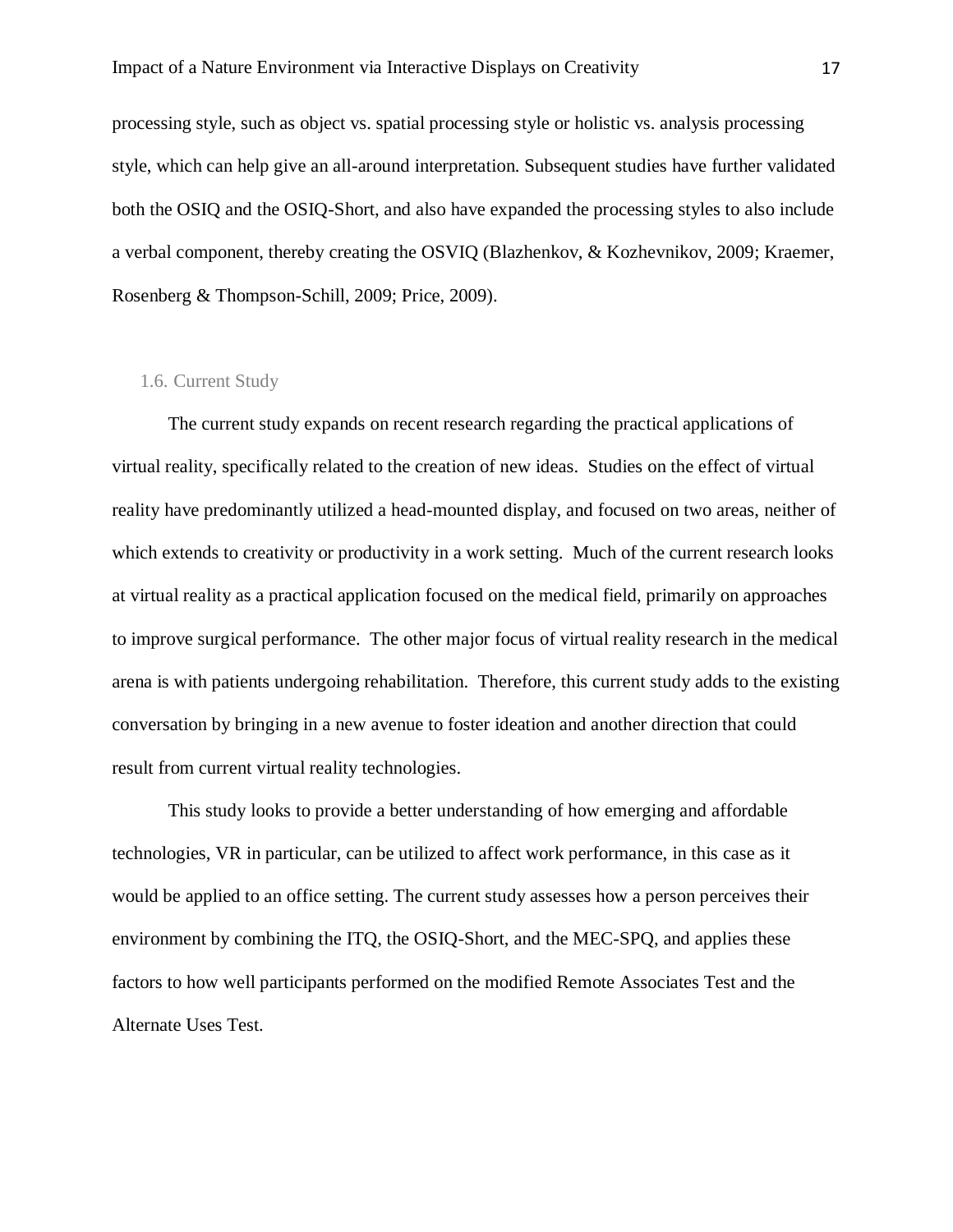processing style, such as object vs. spatial processing style or holistic vs. analysis processing style, which can help give an all-around interpretation. Subsequent studies have further validated both the OSIQ and the OSIQ-Short, and also have expanded the processing styles to also include a verbal component, thereby creating the OSVIQ (Blazhenkov, & Kozhevnikov, 2009; Kraemer, Rosenberg & Thompson-Schill, 2009; Price, 2009).

### 1.6. Current Study

The current study expands on recent research regarding the practical applications of virtual reality, specifically related to the creation of new ideas. Studies on the effect of virtual reality have predominantly utilized a head-mounted display, and focused on two areas, neither of which extends to creativity or productivity in a work setting. Much of the current research looks at virtual reality as a practical application focused on the medical field, primarily on approaches to improve surgical performance. The other major focus of virtual reality research in the medical arena is with patients undergoing rehabilitation. Therefore, this current study adds to the existing conversation by bringing in a new avenue to foster ideation and another direction that could result from current virtual reality technologies.

This study looks to provide a better understanding of how emerging and affordable technologies, VR in particular, can be utilized to affect work performance, in this case as it would be applied to an office setting. The current study assesses how a person perceives their environment by combining the ITQ, the OSIQ-Short, and the MEC-SPQ, and applies these factors to how well participants performed on the modified Remote Associates Test and the Alternate Uses Test.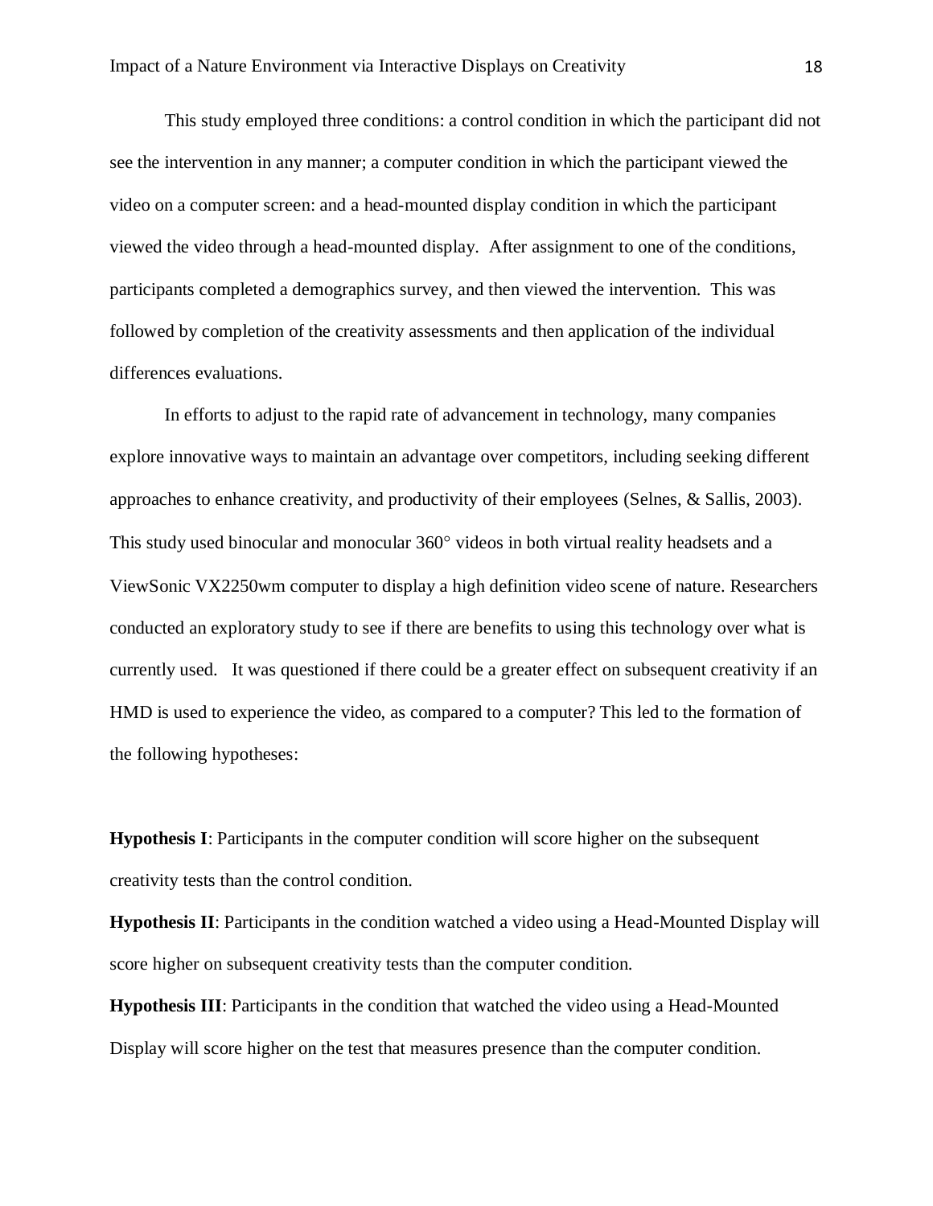This study employed three conditions: a control condition in which the participant did not see the intervention in any manner; a computer condition in which the participant viewed the video on a computer screen: and a head-mounted display condition in which the participant viewed the video through a head-mounted display. After assignment to one of the conditions, participants completed a demographics survey, and then viewed the intervention. This was followed by completion of the creativity assessments and then application of the individual differences evaluations.

In efforts to adjust to the rapid rate of advancement in technology, many companies explore innovative ways to maintain an advantage over competitors, including seeking different approaches to enhance creativity, and productivity of their employees (Selnes, & Sallis, 2003). This study used binocular and monocular 360° videos in both virtual reality headsets and a ViewSonic VX2250wm computer to display a high definition video scene of nature. Researchers conducted an exploratory study to see if there are benefits to using this technology over what is currently used. It was questioned if there could be a greater effect on subsequent creativity if an HMD is used to experience the video, as compared to a computer? This led to the formation of the following hypotheses:

**Hypothesis I**: Participants in the computer condition will score higher on the subsequent creativity tests than the control condition.

**Hypothesis II**: Participants in the condition watched a video using a Head-Mounted Display will score higher on subsequent creativity tests than the computer condition.

**Hypothesis III**: Participants in the condition that watched the video using a Head-Mounted Display will score higher on the test that measures presence than the computer condition.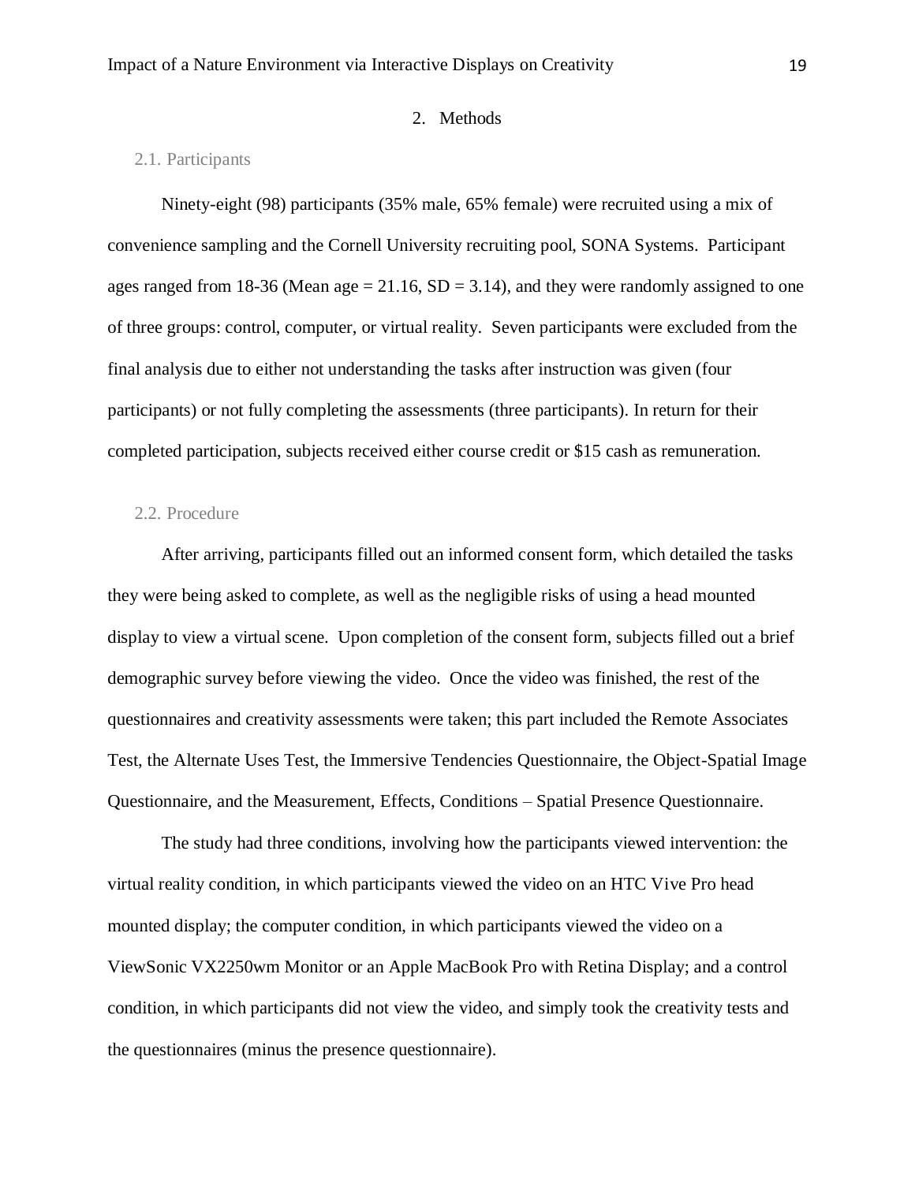# 2. Methods

## 2.1. Participants

Ninety-eight (98) participants (35% male, 65% female) were recruited using a mix of convenience sampling and the Cornell University recruiting pool, SONA Systems. Participant ages ranged from 18-36 (Mean age = 21.16, SD = 3.14), and they were randomly assigned to one of three groups: control, computer, or virtual reality. Seven participants were excluded from the final analysis due to either not understanding the tasks after instruction was given (four participants) or not fully completing the assessments (three participants). In return for their completed participation, subjects received either course credit or $15 cash as remuneration.

## 2.2. Procedure

After arriving, participants filled out an informed consent form, which detailed the tasks they were being asked to complete, as well as the negligible risks of using a head mounted display to view a virtual scene. Upon completion of the consent form, subjects filled out a brief demographic survey before viewing the video. Once the video was finished, the rest of the questionnaires and creativity assessments were taken; this part included the Remote Associates Test, the Alternate Uses Test, the Immersive Tendencies Questionnaire, the Object-Spatial Image Questionnaire, and the Measurement, Effects, Conditions – Spatial Presence Questionnaire.

The study had three conditions, involving how the participants viewed intervention: the virtual reality condition, in which participants viewed the video on an HTC Vive Pro head mounted display; the computer condition, in which participants viewed the video on a ViewSonic VX2250wm Monitor or an Apple MacBook Pro with Retina Display; and a control condition, in which participants did not view the video, and simply took the creativity tests and the questionnaires (minus the presence questionnaire).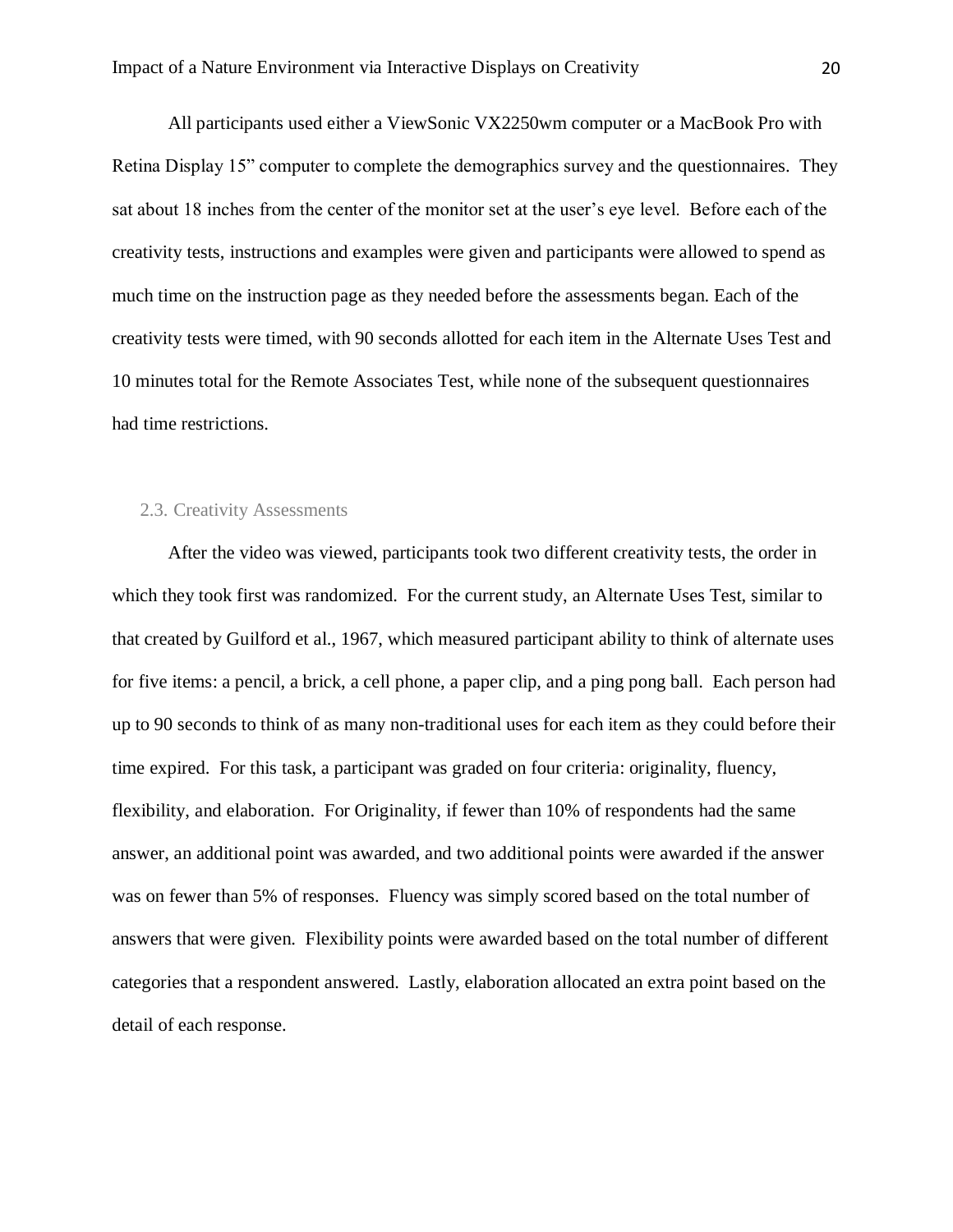All participants used either a ViewSonic VX2250wm computer or a MacBook Pro with Retina Display 15" computer to complete the demographics survey and the questionnaires. They sat about 18 inches from the center of the monitor set at the user's eye level. Before each of the creativity tests, instructions and examples were given and participants were allowed to spend as much time on the instruction page as they needed before the assessments began. Each of the creativity tests were timed, with 90 seconds allotted for each item in the Alternate Uses Test and 10 minutes total for the Remote Associates Test, while none of the subsequent questionnaires had time restrictions.

### 2.3. Creativity Assessments

After the video was viewed, participants took two different creativity tests, the order in which they took first was randomized. For the current study, an Alternate Uses Test, similar to that created by Guilford et al., 1967, which measured participant ability to think of alternate uses for five items: a pencil, a brick, a cell phone, a paper clip, and a ping pong ball. Each person had up to 90 seconds to think of as many non-traditional uses for each item as they could before their time expired. For this task, a participant was graded on four criteria: originality, fluency, flexibility, and elaboration. For Originality, if fewer than 10% of respondents had the same answer, an additional point was awarded, and two additional points were awarded if the answer was on fewer than 5% of responses. Fluency was simply scored based on the total number of answers that were given. Flexibility points were awarded based on the total number of different categories that a respondent answered. Lastly, elaboration allocated an extra point based on the detail of each response.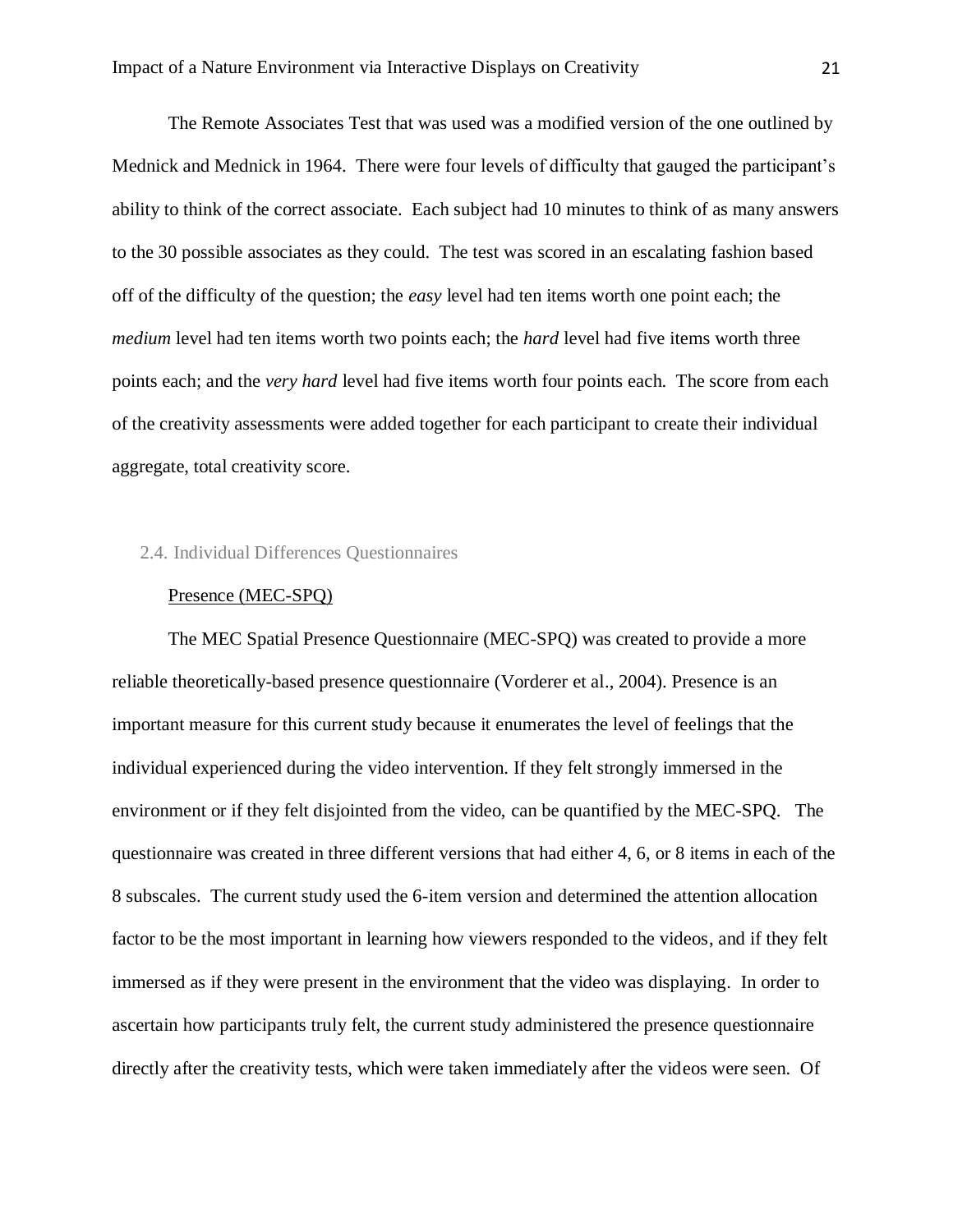The Remote Associates Test that was used was a modified version of the one outlined by Mednick and Mednick in 1964. There were four levels of difficulty that gauged the participant's ability to think of the correct associate. Each subject had 10 minutes to think of as many answers to the 30 possible associates as they could. The test was scored in an escalating fashion based off of the difficulty of the question; the *easy* level had ten items worth one point each; the *medium* level had ten items worth two points each; the *hard* level had five items worth three points each; and the *very hard* level had five items worth four points each. The score from each of the creativity assessments were added together for each participant to create their individual aggregate, total creativity score.

## 2.4. Individual Differences Questionnaires

### Presence (MEC-SPQ)

The MEC Spatial Presence Questionnaire (MEC-SPQ) was created to provide a more reliable theoretically-based presence questionnaire (Vorderer et al., 2004). Presence is an important measure for this current study because it enumerates the level of feelings that the individual experienced during the video intervention. If they felt strongly immersed in the environment or if they felt disjointed from the video, can be quantified by the MEC-SPQ. The questionnaire was created in three different versions that had either 4, 6, or 8 items in each of the 8 subscales. The current study used the 6-item version and determined the attention allocation factor to be the most important in learning how viewers responded to the videos, and if they felt immersed as if they were present in the environment that the video was displaying. In order to ascertain how participants truly felt, the current study administered the presence questionnaire directly after the creativity tests, which were taken immediately after the videos were seen. Of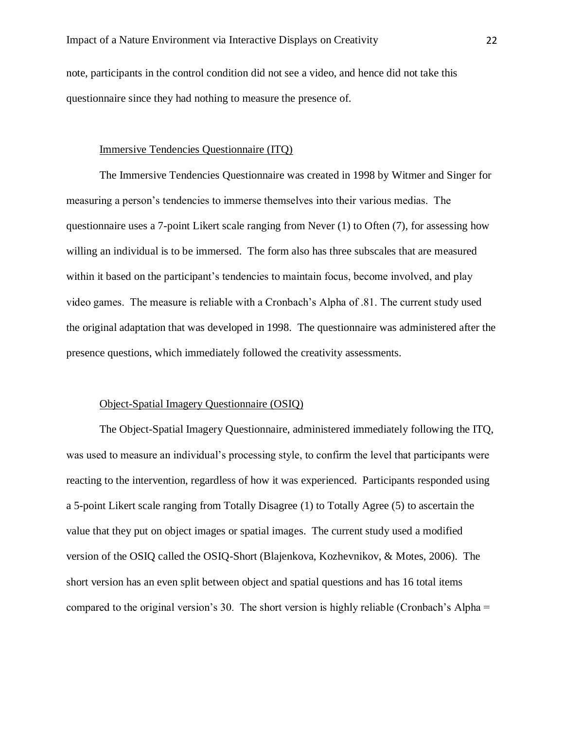note, participants in the control condition did not see a video, and hence did not take this questionnaire since they had nothing to measure the presence of.

### Immersive Tendencies Questionnaire (ITQ)

The Immersive Tendencies Questionnaire was created in 1998 by Witmer and Singer for measuring a person's tendencies to immerse themselves into their various medias. The questionnaire uses a 7-point Likert scale ranging from Never (1) to Often (7), for assessing how willing an individual is to be immersed. The form also has three subscales that are measured within it based on the participant's tendencies to maintain focus, become involved, and play video games. The measure is reliable with a Cronbach's Alpha of .81. The current study used the original adaptation that was developed in 1998. The questionnaire was administered after the presence questions, which immediately followed the creativity assessments.

### Object-Spatial Imagery Questionnaire (OSIQ)

The Object-Spatial Imagery Questionnaire, administered immediately following the ITQ, was used to measure an individual's processing style, to confirm the level that participants were reacting to the intervention, regardless of how it was experienced. Participants responded using a 5-point Likert scale ranging from Totally Disagree (1) to Totally Agree (5) to ascertain the value that they put on object images or spatial images. The current study used a modified version of the OSIQ called the OSIQ-Short (Blajenkova, Kozhevnikov, & Motes, 2006). The short version has an even split between object and spatial questions and has 16 total items compared to the original version's 30. The short version is highly reliable (Cronbach's Alpha =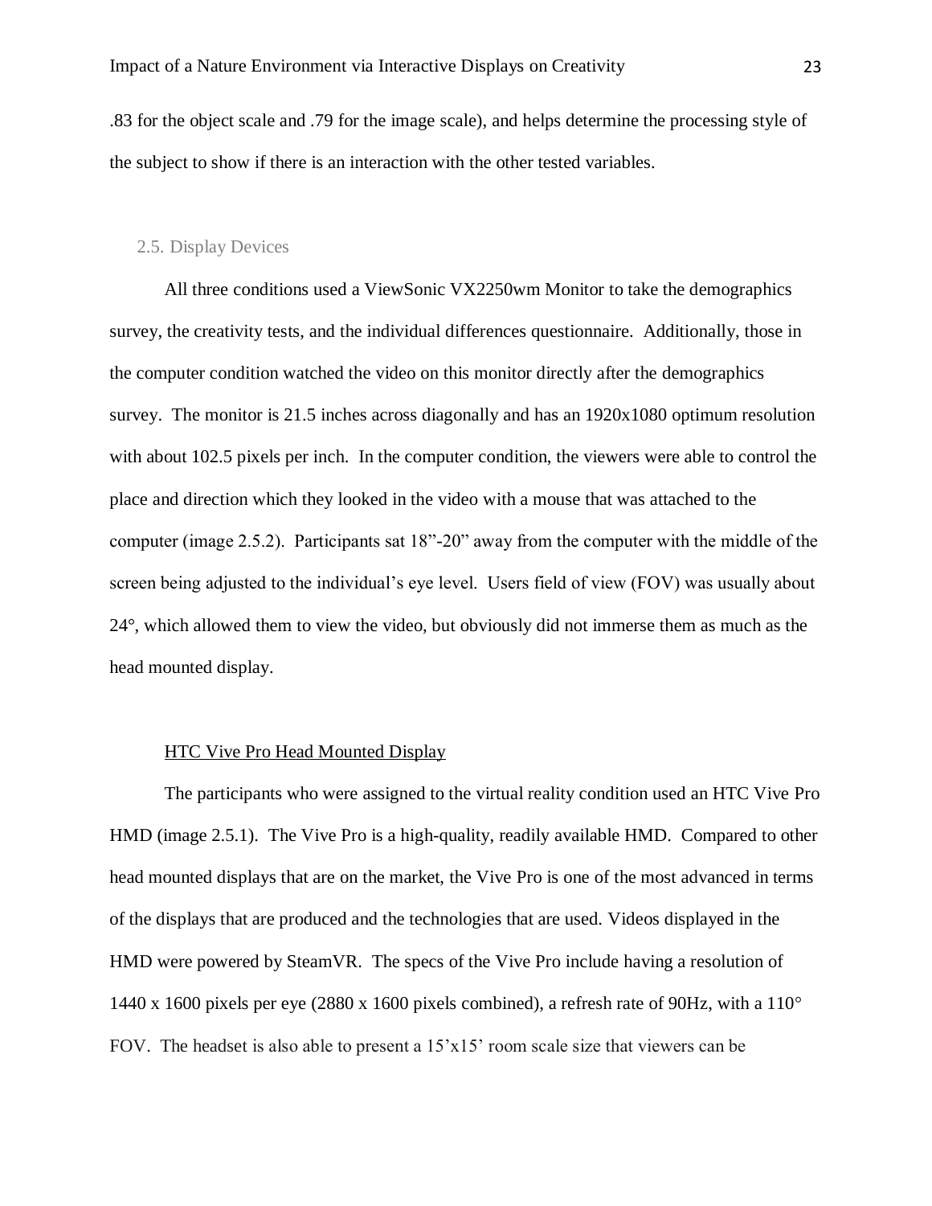.83 for the object scale and .79 for the image scale), and helps determine the processing style of the subject to show if there is an interaction with the other tested variables.

## 2.5. Display Devices

All three conditions used a ViewSonic VX2250wm Monitor to take the demographics survey, the creativity tests, and the individual differences questionnaire. Additionally, those in the computer condition watched the video on this monitor directly after the demographics survey. The monitor is 21.5 inches across diagonally and has an 1920x1080 optimum resolution with about 102.5 pixels per inch. In the computer condition, the viewers were able to control the place and direction which they looked in the video with a mouse that was attached to the computer (image 2.5.2). Participants sat 18”-20” away from the computer with the middle of the screen being adjusted to the individual’s eye level. Users field of view (FOV) was usually about 24°, which allowed them to view the video, but obviously did not immerse them as much as the head mounted display.

### HTC Vive Pro Head Mounted Display

The participants who were assigned to the virtual reality condition used an HTC Vive Pro HMD (image 2.5.1). The Vive Pro is a high-quality, readily available HMD. Compared to other head mounted displays that are on the market, the Vive Pro is one of the most advanced in terms of the displays that are produced and the technologies that are used. Videos displayed in the HMD were powered by SteamVR. The specs of the Vive Pro include having a resolution of 1440 x 1600 pixels per eye (2880 x 1600 pixels combined), a refresh rate of 90Hz, with a 110° FOV. The headset is also able to present a 15’x15’ room scale size that viewers can be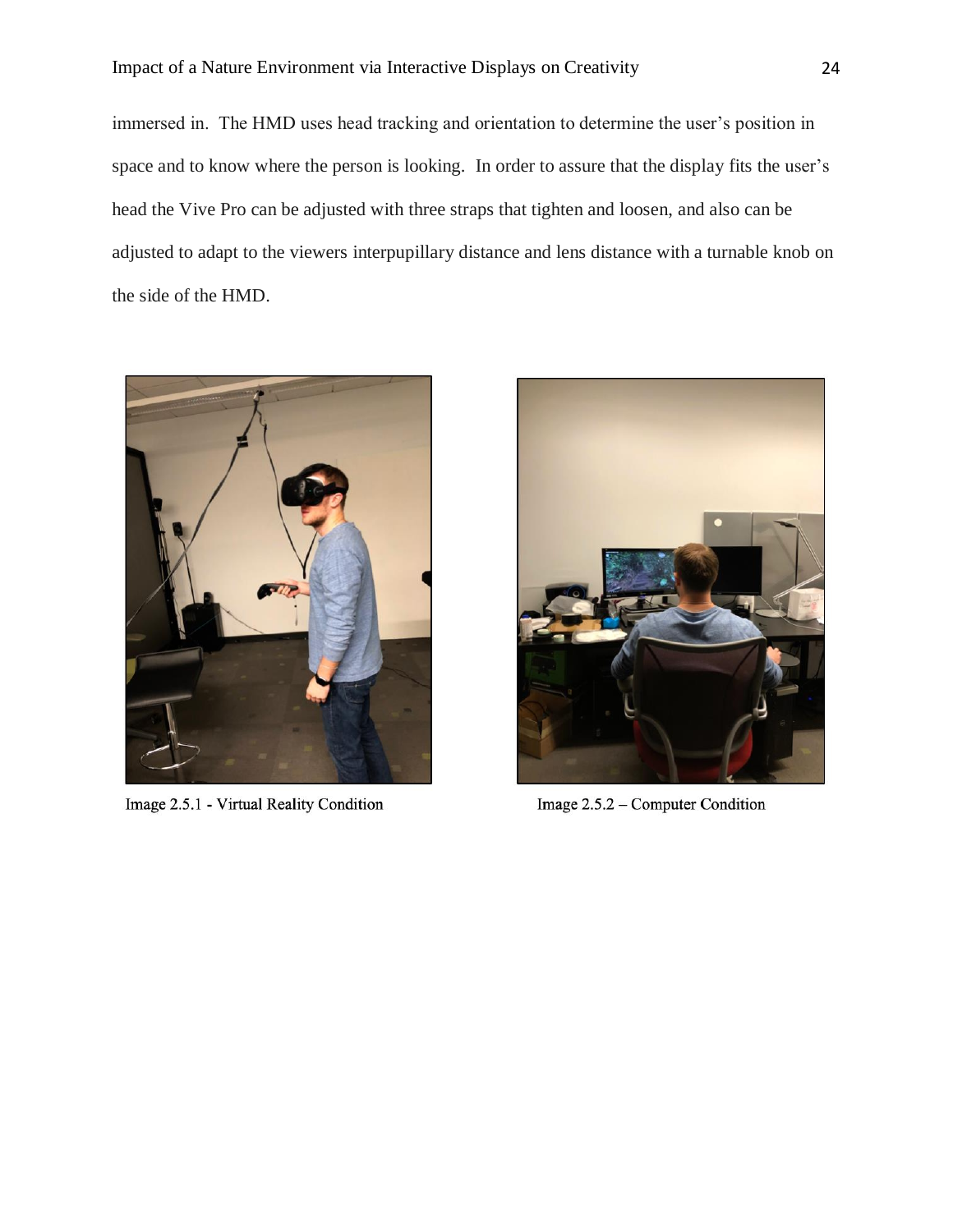immersed in. The HMD uses head tracking and orientation to determine the user's position in space and to know where the person is looking. In order to assure that the display fits the user's head the Vive Pro can be adjusted with three straps that tighten and loosen, and also can be adjusted to adapt to the viewers interpupillary distance and lens distance with a turnable knob on the side of the HMD.

Image 2.5.1 - Virtual Reality Condition

Image 2.5.2 – Computer Condition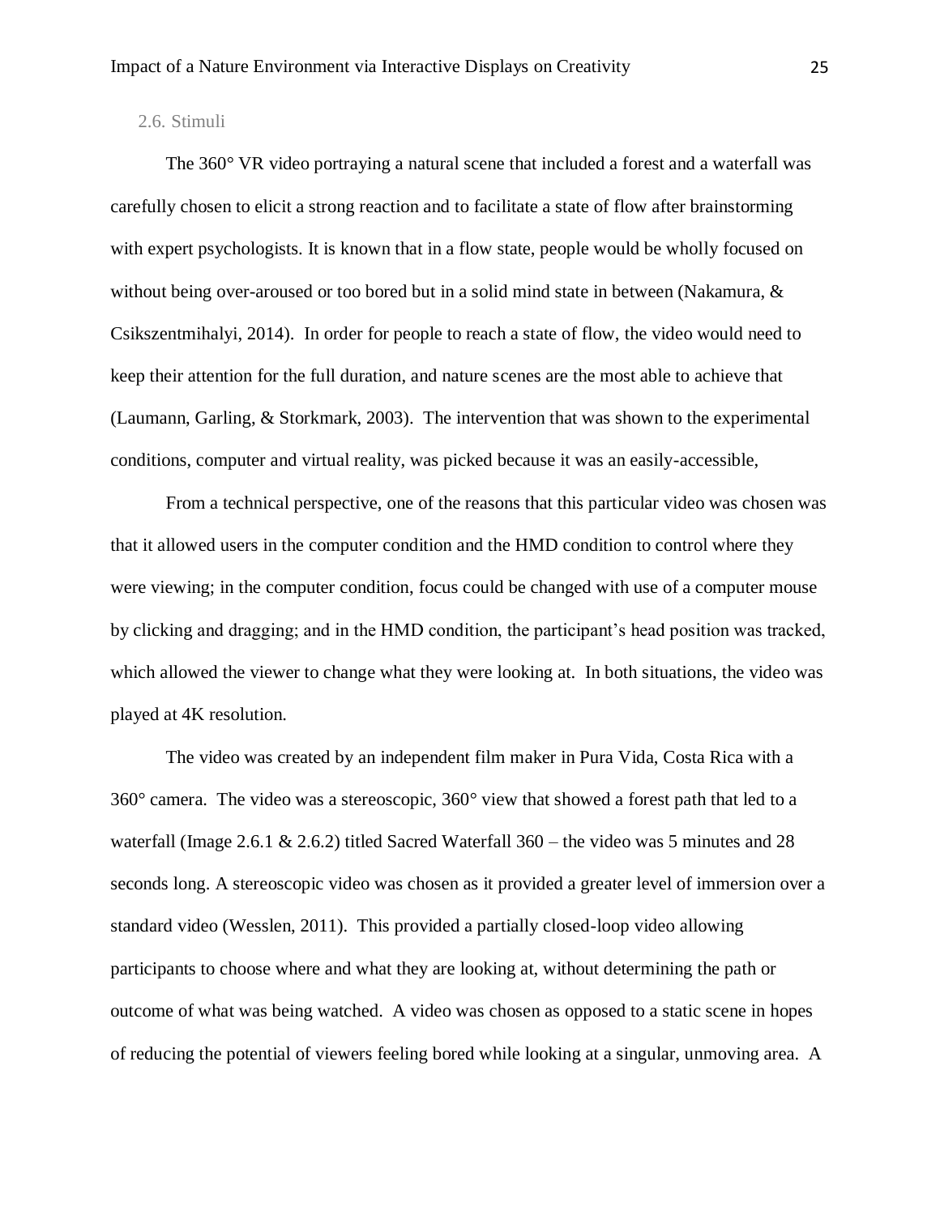## 2.6. Stimuli

The 360° VR video portraying a natural scene that included a forest and a waterfall was carefully chosen to elicit a strong reaction and to facilitate a state of flow after brainstorming with expert psychologists. It is known that in a flow state, people would be wholly focused on without being over-aroused or too bored but in a solid mind state in between (Nakamura, & Csikszentmihalyi, 2014). In order for people to reach a state of flow, the video would need to keep their attention for the full duration, and nature scenes are the most able to achieve that (Laumann, Garling, & Storkmark, 2003). The intervention that was shown to the experimental conditions, computer and virtual reality, was picked because it was an easily-accessible,

From a technical perspective, one of the reasons that this particular video was chosen was that it allowed users in the computer condition and the HMD condition to control where they were viewing; in the computer condition, focus could be changed with use of a computer mouse by clicking and dragging; and in the HMD condition, the participant's head position was tracked, which allowed the viewer to change what they were looking at. In both situations, the video was played at 4K resolution.

The video was created by an independent film maker in Pura Vida, Costa Rica with a 360° camera. The video was a stereoscopic, 360° view that showed a forest path that led to a waterfall (Image 2.6.1 & 2.6.2) titled Sacred Waterfall 360 – the video was 5 minutes and 28 seconds long. A stereoscopic video was chosen as it provided a greater level of immersion over a standard video (Wesslen, 2011). This provided a partially closed-loop video allowing participants to choose where and what they are looking at, without determining the path or outcome of what was being watched. A video was chosen as opposed to a static scene in hopes of reducing the potential of viewers feeling bored while looking at a singular, unmoving area. A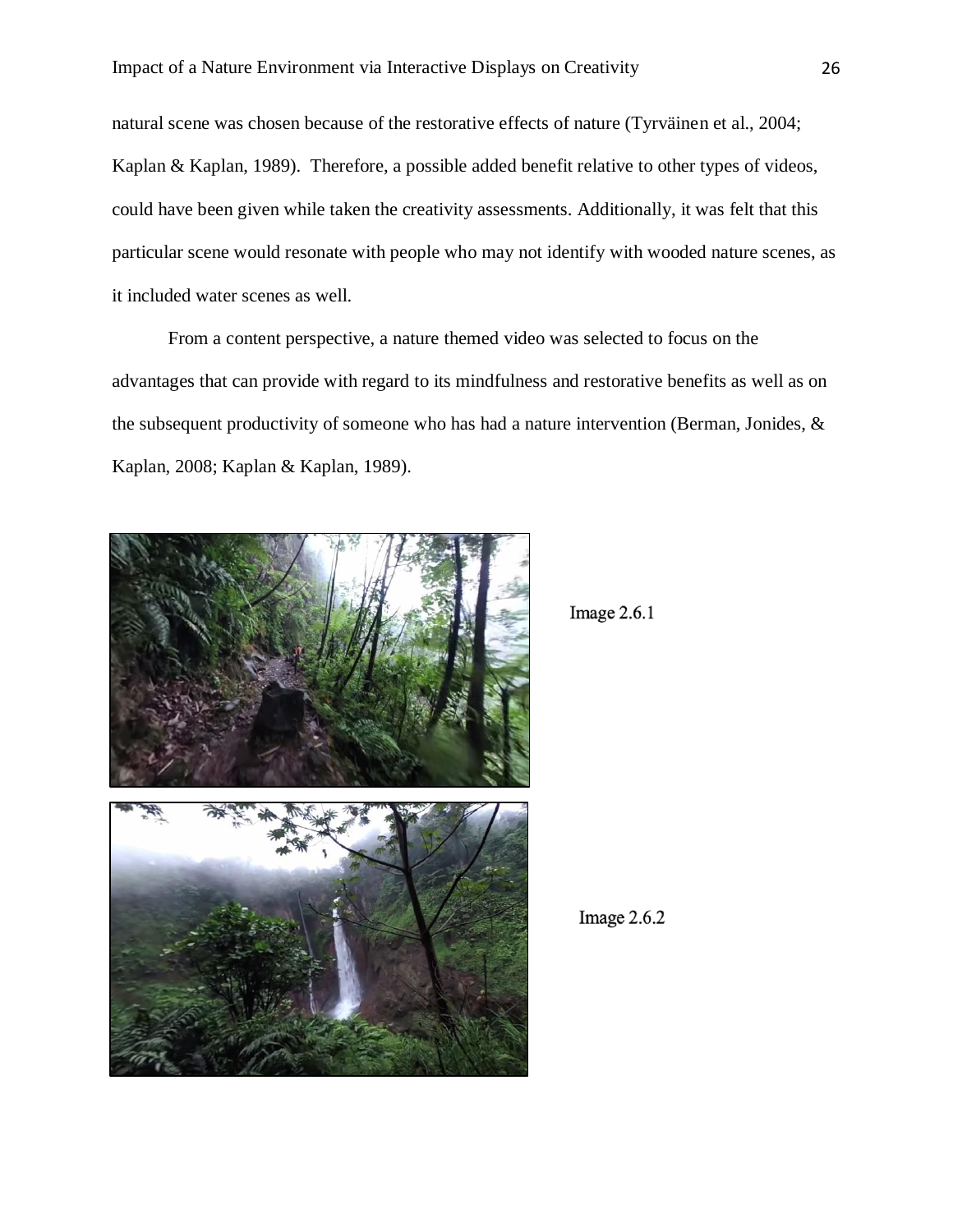natural scene was chosen because of the restorative effects of nature (Tyrväinen et al., 2004; Kaplan & Kaplan, 1989). Therefore, a possible added benefit relative to other types of videos, could have been given while taken the creativity assessments. Additionally, it was felt that this particular scene would resonate with people who may not identify with wooded nature scenes, as it included water scenes as well.

From a content perspective, a nature themed video was selected to focus on the advantages that can provide with regard to its mindfulness and restorative benefits as well as on the subsequent productivity of someone who has had a nature intervention (Berman, Jonides, & Kaplan, 2008; Kaplan & Kaplan, 1989).

Image 2.6.1

Image 2.6.2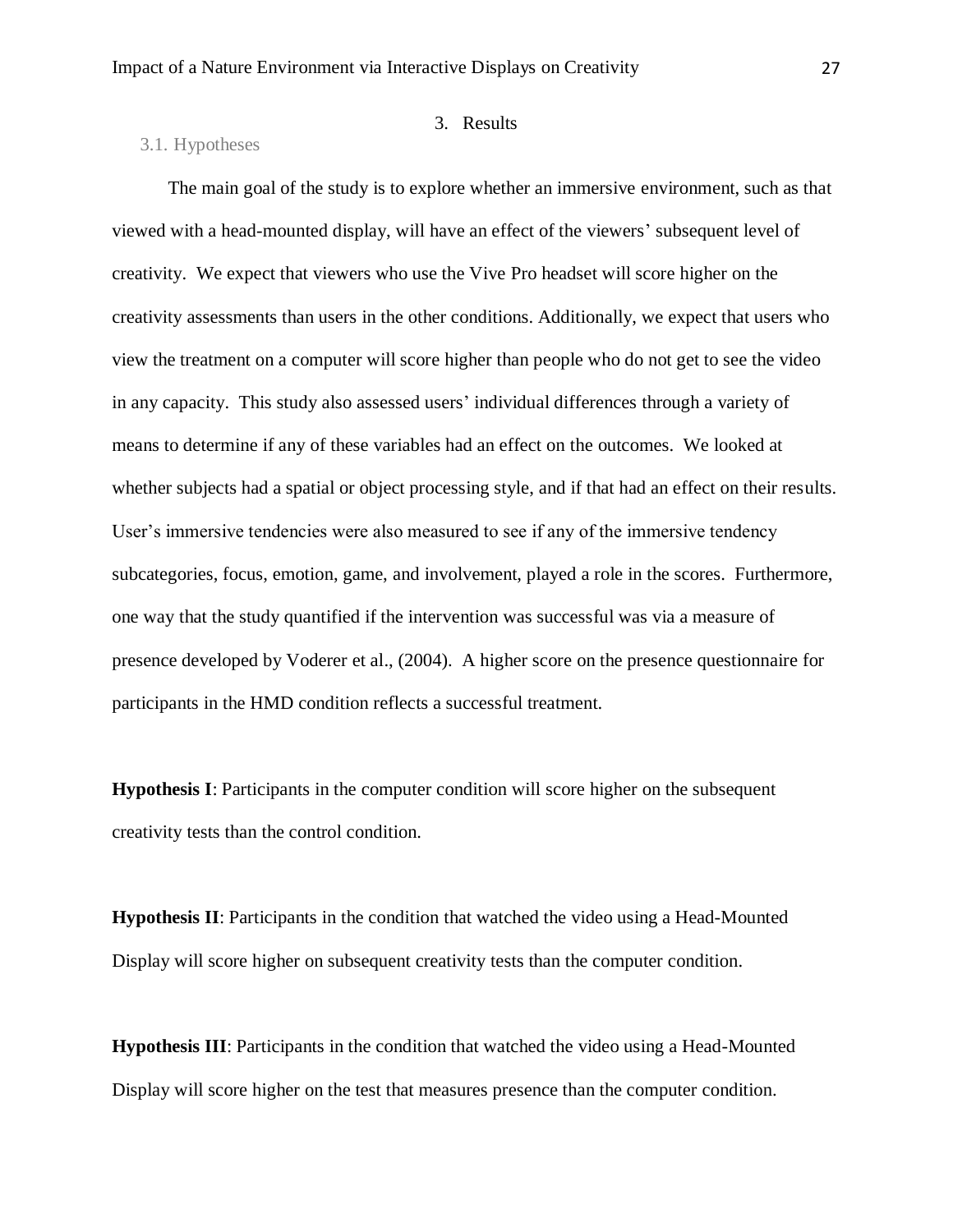## 3. Results

### 3.1. Hypotheses

The main goal of the study is to explore whether an immersive environment, such as that viewed with a head-mounted display, will have an effect of the viewers' subsequent level of creativity. We expect that viewers who use the Vive Pro headset will score higher on the creativity assessments than users in the other conditions. Additionally, we expect that users who view the treatment on a computer will score higher than people who do not get to see the video in any capacity. This study also assessed users' individual differences through a variety of means to determine if any of these variables had an effect on the outcomes. We looked at whether subjects had a spatial or object processing style, and if that had an effect on their results. User's immersive tendencies were also measured to see if any of the immersive tendency subcategories, focus, emotion, game, and involvement, played a role in the scores. Furthermore, one way that the study quantified if the intervention was successful was via a measure of presence developed by Voderer et al., (2004). A higher score on the presence questionnaire for participants in the HMD condition reflects a successful treatment.

**Hypothesis I**: Participants in the computer condition will score higher on the subsequent creativity tests than the control condition.

**Hypothesis II**: Participants in the condition that watched the video using a Head-Mounted Display will score higher on subsequent creativity tests than the computer condition.

**Hypothesis III**: Participants in the condition that watched the video using a Head-Mounted Display will score higher on the test that measures presence than the computer condition.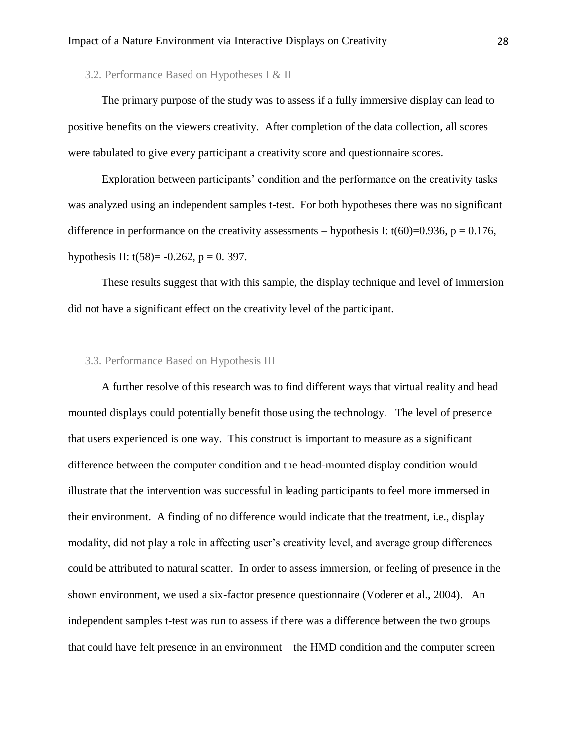### 3.2. Performance Based on Hypotheses I & II

The primary purpose of the study was to assess if a fully immersive display can lead to positive benefits on the viewers creativity. After completion of the data collection, all scores were tabulated to give every participant a creativity score and questionnaire scores.

Exploration between participants' condition and the performance on the creativity tasks was analyzed using an independent samples t-test. For both hypotheses there was no significant difference in performance on the creativity assessments – hypothesis I: $t(60)=0.936$, $p = 0.176$, hypothesis II: $t(58)= -0.262$, $p = 0. 397$.

These results suggest that with this sample, the display technique and level of immersion did not have a significant effect on the creativity level of the participant.

### 3.3. Performance Based on Hypothesis III

A further resolve of this research was to find different ways that virtual reality and head mounted displays could potentially benefit those using the technology. The level of presence that users experienced is one way. This construct is important to measure as a significant difference between the computer condition and the head-mounted display condition would illustrate that the intervention was successful in leading participants to feel more immersed in their environment. A finding of no difference would indicate that the treatment, i.e., display modality, did not play a role in affecting user's creativity level, and average group differences could be attributed to natural scatter. In order to assess immersion, or feeling of presence in the shown environment, we used a six-factor presence questionnaire (Voderer et al., 2004). An independent samples t-test was run to assess if there was a difference between the two groups that could have felt presence in an environment – the HMD condition and the computer screen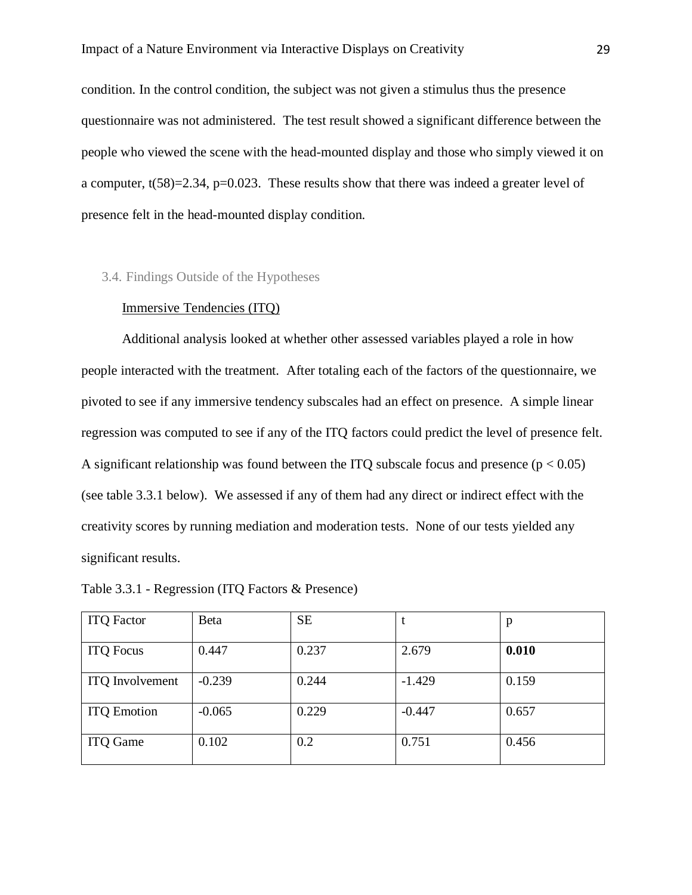condition. In the control condition, the subject was not given a stimulus thus the presence questionnaire was not administered. The test result showed a significant difference between the people who viewed the scene with the head-mounted display and those who simply viewed it on a computer, $t(58)=2.34$, $p=0.023$. These results show that there was indeed a greater level of presence felt in the head-mounted display condition.

### 3.4. Findings Outside of the Hypotheses

Immersive Tendencies (ITQ)

Additional analysis looked at whether other assessed variables played a role in how people interacted with the treatment. After totaling each of the factors of the questionnaire, we pivoted to see if any immersive tendency subscales had an effect on presence. A simple linear regression was computed to see if any of the ITQ factors could predict the level of presence felt. A significant relationship was found between the ITQ subscale focus and presence ($p < 0.05$) (see table 3.3.1 below). We assessed if any of them had any direct or indirect effect with the creativity scores by running mediation and moderation tests. None of our tests yielded any significant results.

Table 3.3.1 - Regression (ITQ Factors & Presence)

| ITQ Factor | Beta | SE | t | p |
|---|---|---|---|---|
| ITQ Focus | 0.447 | 0.237 | 2.679 | **0.010** |
| ITQ Involvement | -0.239 | 0.244 | -1.429 | 0.159 |
| ITQ Emotion | -0.065 | 0.229 | -0.447 | 0.657 |
| ITQ Game | 0.102 | 0.2 | 0.751 | 0.456 |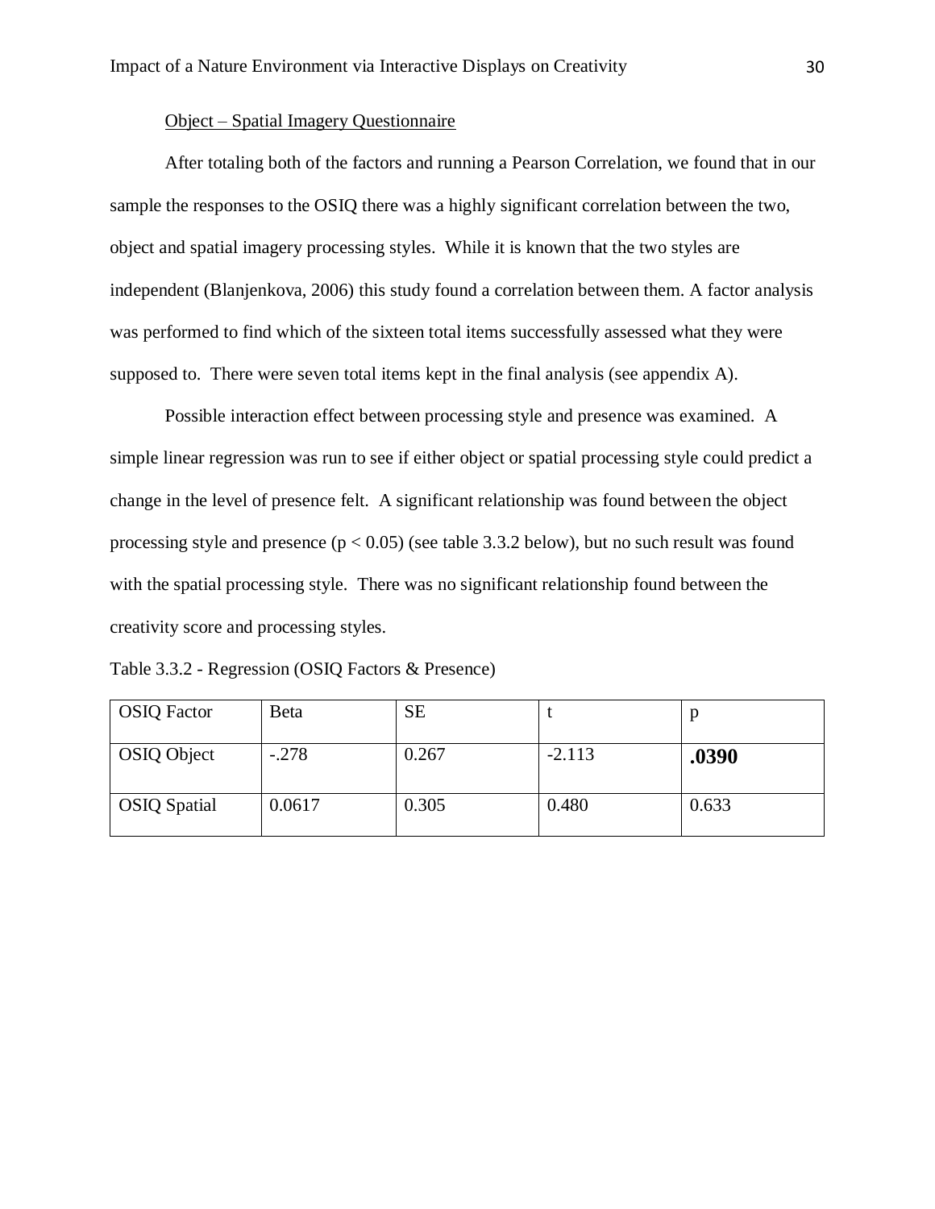<u>Object – Spatial Imagery Questionnaire</u>

After totaling both of the factors and running a Pearson Correlation, we found that in our sample the responses to the OSIQ there was a highly significant correlation between the two, object and spatial imagery processing styles. While it is known that the two styles are independent (Blanjenkova, 2006) this study found a correlation between them. A factor analysis was performed to find which of the sixteen total items successfully assessed what they were supposed to. There were seven total items kept in the final analysis (see appendix A).

Possible interaction effect between processing style and presence was examined. A simple linear regression was run to see if either object or spatial processing style could predict a change in the level of presence felt. A significant relationship was found between the object processing style and presence ($p < 0.05$) (see table 3.3.2 below), but no such result was found with the spatial processing style. There was no significant relationship found between the creativity score and processing styles.

Table 3.3.2 - Regression (OSIQ Factors & Presence)

| OSIQ Factor | Beta | SE | t | p |
|---|---|---|---|---|
| OSIQ Object | -.278 | 0.267 | -2.113 | **.0390** |
| OSIQ Spatial | 0.0617 | 0.305 | 0.480 | 0.633 |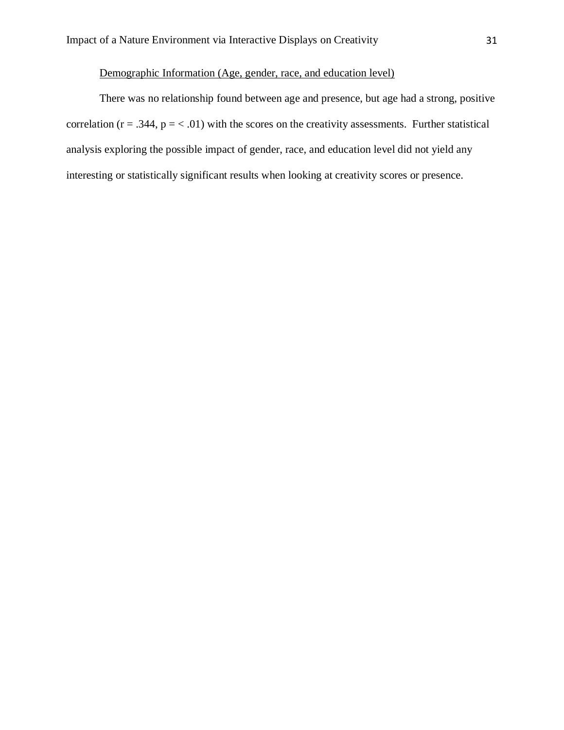Demographic Information (Age, gender, race, and education level)

There was no relationship found between age and presence, but age had a strong, positive correlation ($r = .344$, $p = < .01$) with the scores on the creativity assessments. Further statistical analysis exploring the possible impact of gender, race, and education level did not yield any interesting or statistically significant results when looking at creativity scores or presence.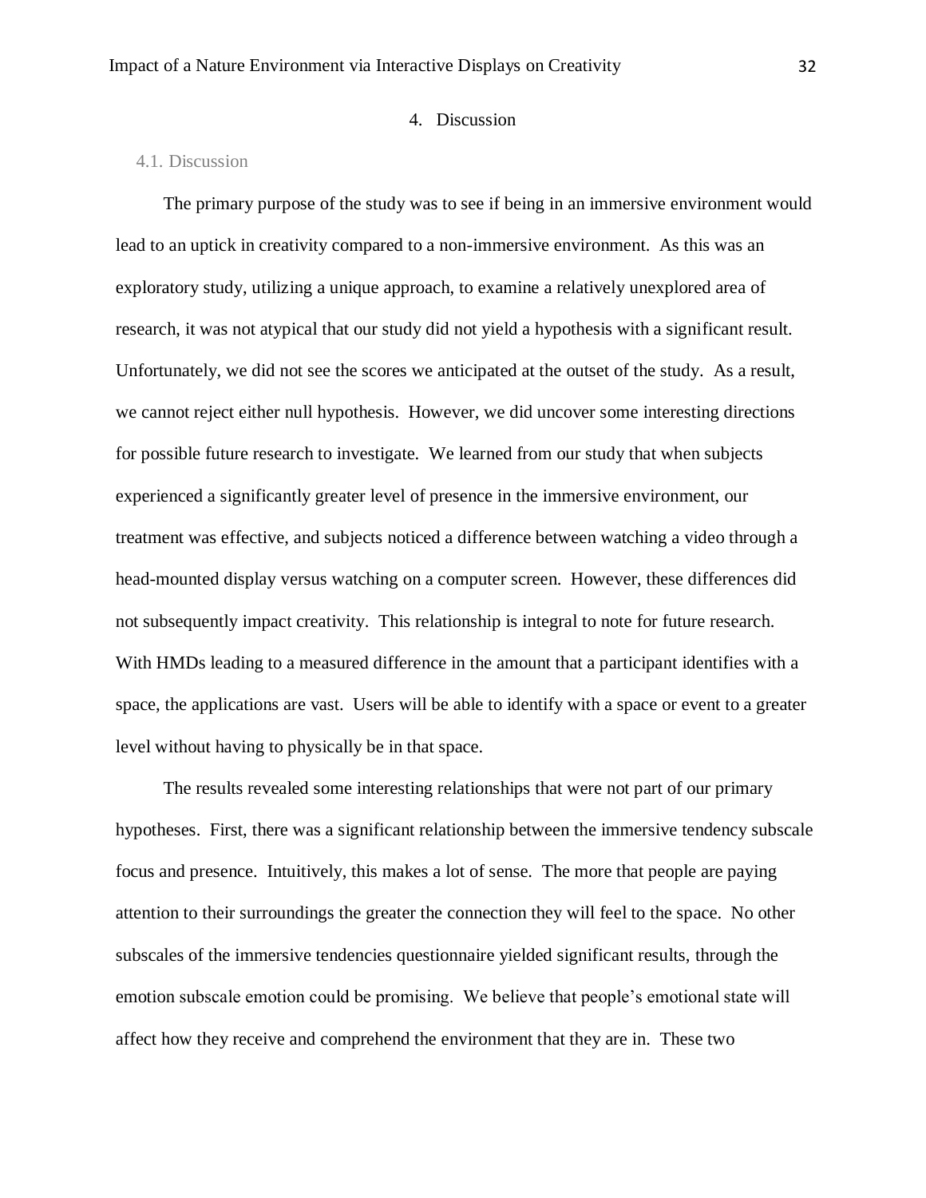# 4. Discussion

## 4.1. Discussion

The primary purpose of the study was to see if being in an immersive environment would lead to an uptick in creativity compared to a non-immersive environment. As this was an exploratory study, utilizing a unique approach, to examine a relatively unexplored area of research, it was not atypical that our study did not yield a hypothesis with a significant result. Unfortunately, we did not see the scores we anticipated at the outset of the study. As a result, we cannot reject either null hypothesis. However, we did uncover some interesting directions for possible future research to investigate. We learned from our study that when subjects experienced a significantly greater level of presence in the immersive environment, our treatment was effective, and subjects noticed a difference between watching a video through a head-mounted display versus watching on a computer screen. However, these differences did not subsequently impact creativity. This relationship is integral to note for future research. With HMDs leading to a measured difference in the amount that a participant identifies with a space, the applications are vast. Users will be able to identify with a space or event to a greater level without having to physically be in that space.

The results revealed some interesting relationships that were not part of our primary hypotheses. First, there was a significant relationship between the immersive tendency subscale focus and presence. Intuitively, this makes a lot of sense. The more that people are paying attention to their surroundings the greater the connection they will feel to the space. No other subscales of the immersive tendencies questionnaire yielded significant results, through the emotion subscale emotion could be promising. We believe that people's emotional state will affect how they receive and comprehend the environment that they are in. These two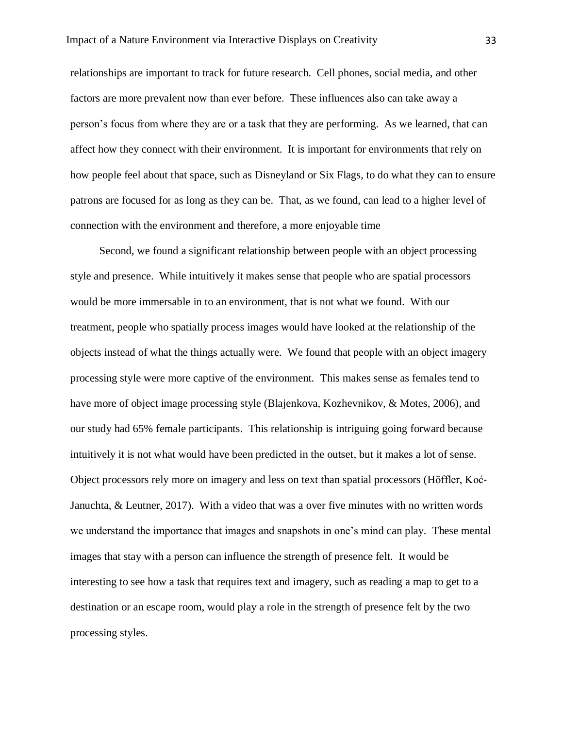relationships are important to track for future research. Cell phones, social media, and other factors are more prevalent now than ever before. These influences also can take away a person's focus from where they are or a task that they are performing. As we learned, that can affect how they connect with their environment. It is important for environments that rely on how people feel about that space, such as Disneyland or Six Flags, to do what they can to ensure patrons are focused for as long as they can be. That, as we found, can lead to a higher level of connection with the environment and therefore, a more enjoyable time

Second, we found a significant relationship between people with an object processing style and presence. While intuitively it makes sense that people who are spatial processors would be more immersable in to an environment, that is not what we found. With our treatment, people who spatially process images would have looked at the relationship of the objects instead of what the things actually were. We found that people with an object imagery processing style were more captive of the environment. This makes sense as females tend to have more of object image processing style (Blajenkova, Kozhevnikov, & Motes, 2006), and our study had 65% female participants. This relationship is intriguing going forward because intuitively it is not what would have been predicted in the outset, but it makes a lot of sense. Object processors rely more on imagery and less on text than spatial processors (Höffler, Koć-Januchta, & Leutner, 2017). With a video that was a over five minutes with no written words we understand the importance that images and snapshots in one's mind can play. These mental images that stay with a person can influence the strength of presence felt. It would be interesting to see how a task that requires text and imagery, such as reading a map to get to a destination or an escape room, would play a role in the strength of presence felt by the two processing styles.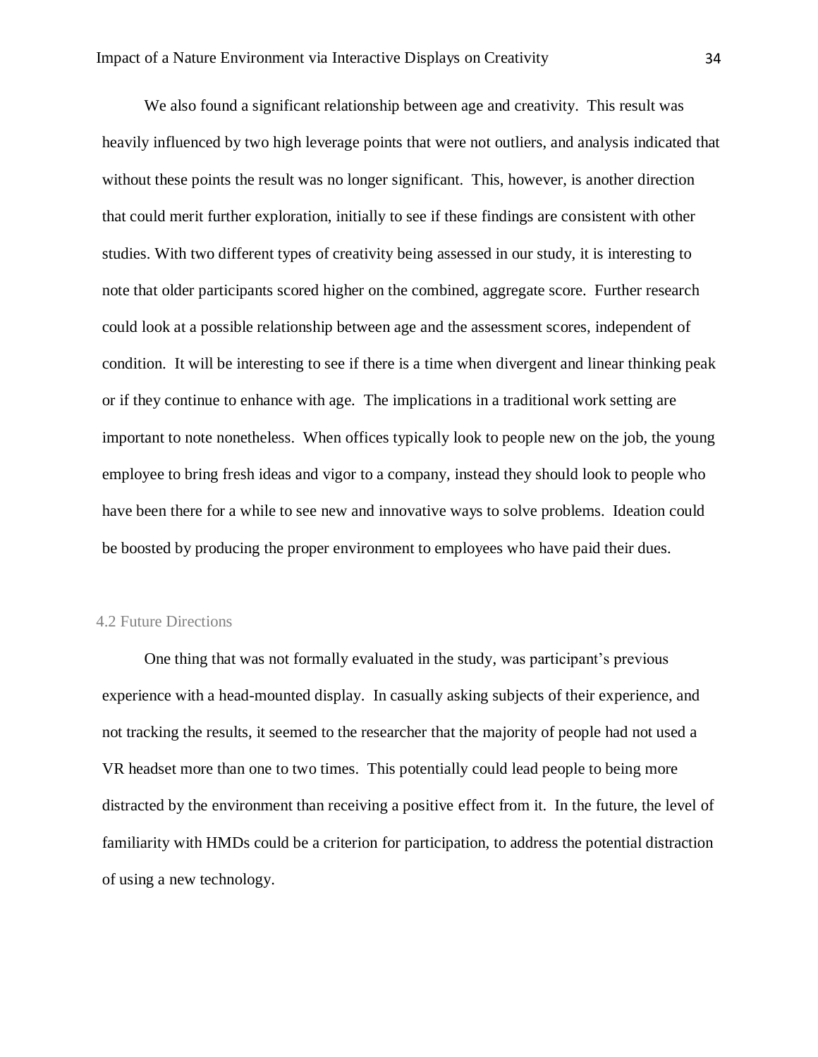We also found a significant relationship between age and creativity. This result was heavily influenced by two high leverage points that were not outliers, and analysis indicated that without these points the result was no longer significant. This, however, is another direction that could merit further exploration, initially to see if these findings are consistent with other studies. With two different types of creativity being assessed in our study, it is interesting to note that older participants scored higher on the combined, aggregate score. Further research could look at a possible relationship between age and the assessment scores, independent of condition. It will be interesting to see if there is a time when divergent and linear thinking peak or if they continue to enhance with age. The implications in a traditional work setting are important to note nonetheless. When offices typically look to people new on the job, the young employee to bring fresh ideas and vigor to a company, instead they should look to people who have been there for a while to see new and innovative ways to solve problems. Ideation could be boosted by producing the proper environment to employees who have paid their dues.

## 4.2 Future Directions

One thing that was not formally evaluated in the study, was participant's previous experience with a head-mounted display. In casually asking subjects of their experience, and not tracking the results, it seemed to the researcher that the majority of people had not used a VR headset more than one to two times. This potentially could lead people to being more distracted by the environment than receiving a positive effect from it. In the future, the level of familiarity with HMDs could be a criterion for participation, to address the potential distraction of using a new technology.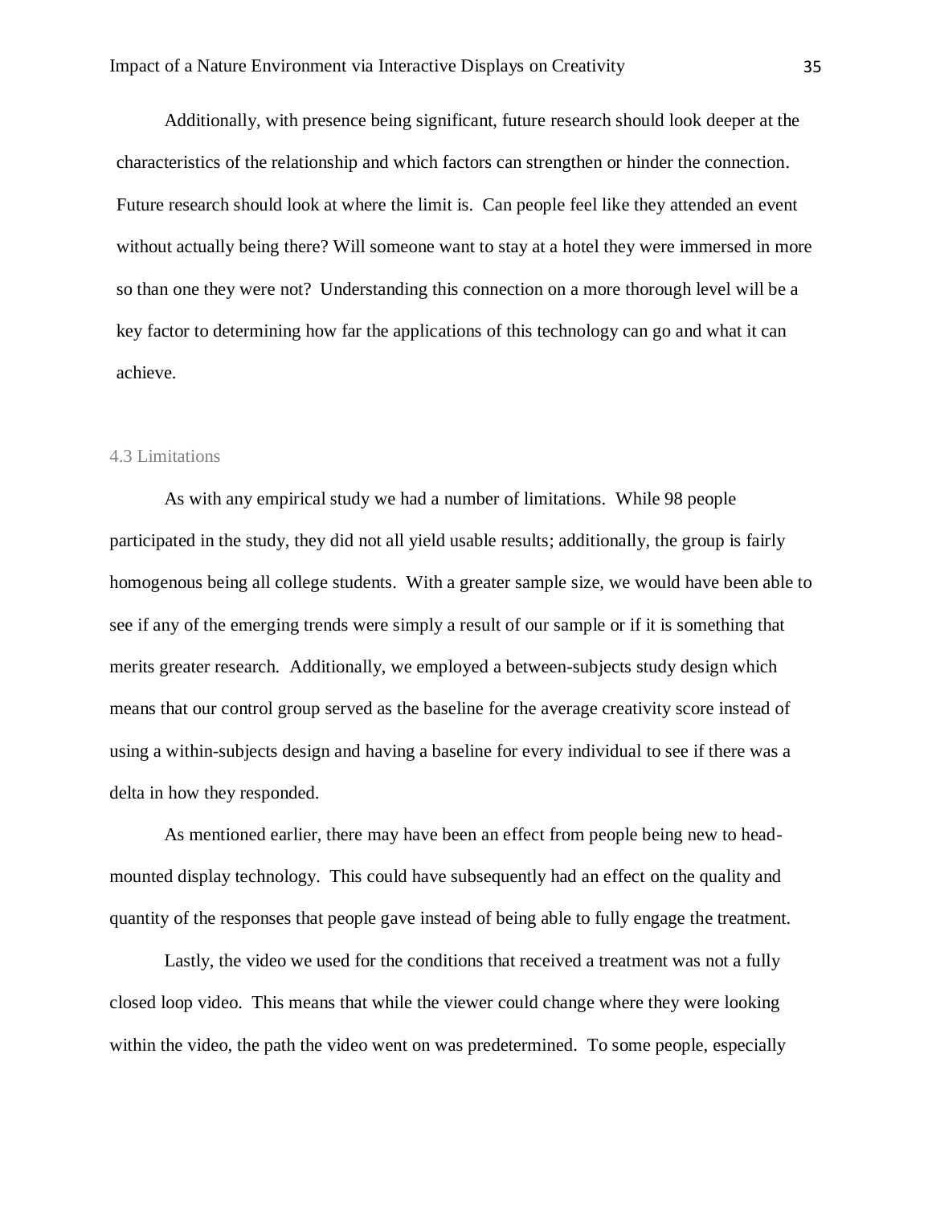Additionally, with presence being significant, future research should look deeper at the characteristics of the relationship and which factors can strengthen or hinder the connection. Future research should look at where the limit is. Can people feel like they attended an event without actually being there? Will someone want to stay at a hotel they were immersed in more so than one they were not? Understanding this connection on a more thorough level will be a key factor to determining how far the applications of this technology can go and what it can achieve.

### 4.3 Limitations

As with any empirical study we had a number of limitations. While 98 people participated in the study, they did not all yield usable results; additionally, the group is fairly homogenous being all college students. With a greater sample size, we would have been able to see if any of the emerging trends were simply a result of our sample or if it is something that merits greater research. Additionally, we employed a between-subjects study design which means that our control group served as the baseline for the average creativity score instead of using a within-subjects design and having a baseline for every individual to see if there was a delta in how they responded.

As mentioned earlier, there may have been an effect from people being new to head-mounted display technology. This could have subsequently had an effect on the quality and quantity of the responses that people gave instead of being able to fully engage the treatment.

Lastly, the video we used for the conditions that received a treatment was not a fully closed loop video. This means that while the viewer could change where they were looking within the video, the path the video went on was predetermined. To some people, especially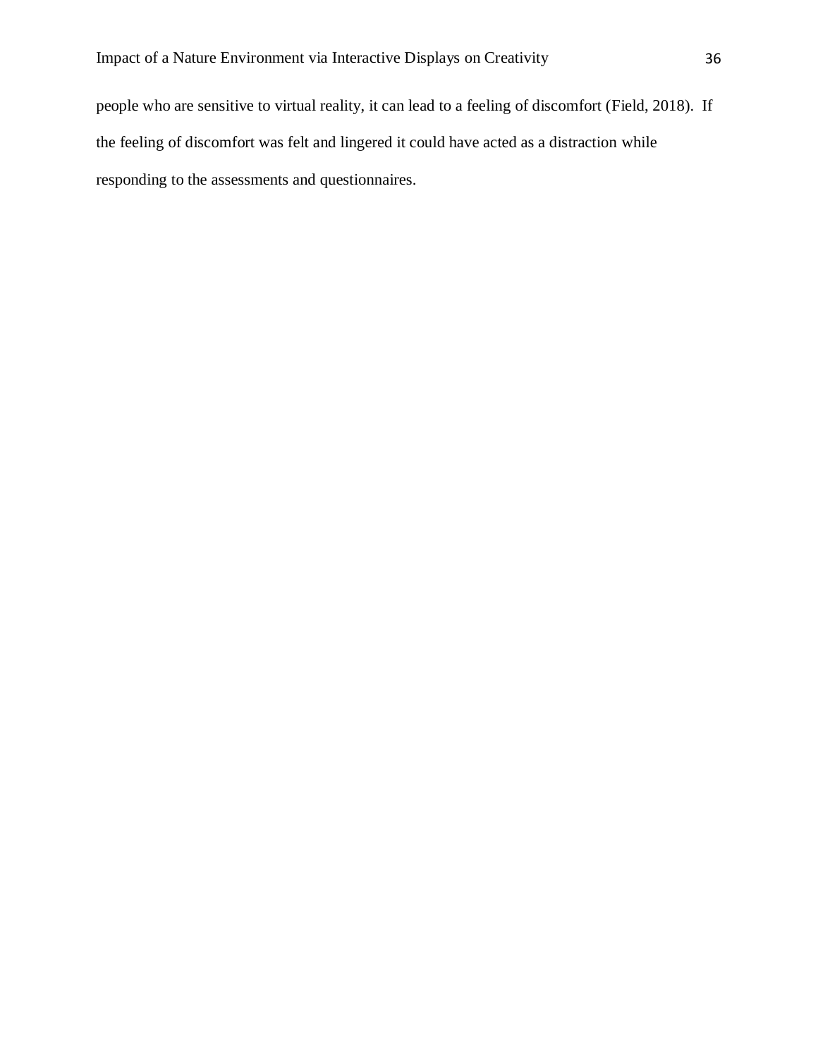people who are sensitive to virtual reality, it can lead to a feeling of discomfort (Field, 2018). If the feeling of discomfort was felt and lingered it could have acted as a distraction while responding to the assessments and questionnaires.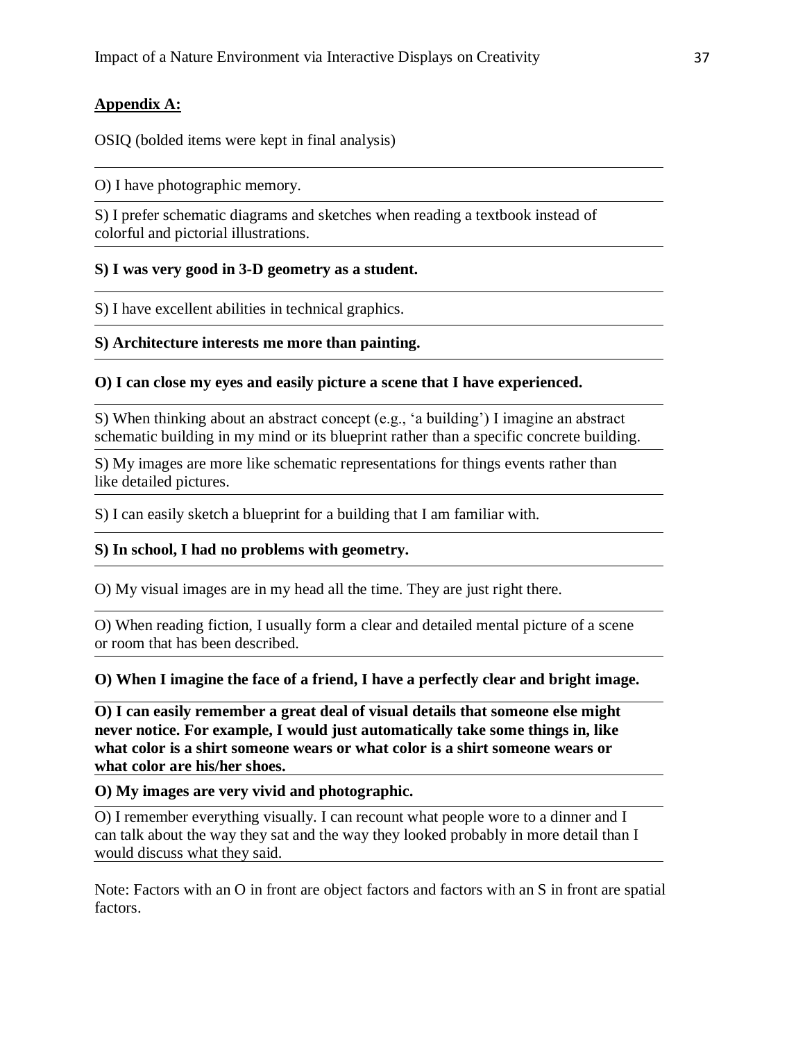**Appendix A:**

OSIQ (bolded items were kept in final analysis)

---

O) I have photographic memory.

S) I prefer schematic diagrams and sketches when reading a textbook instead of colorful and pictorial illustrations.

**S) I was very good in 3-D geometry as a student.**

S) I have excellent abilities in technical graphics.

**S) Architecture interests me more than painting.**

**O) I can close my eyes and easily picture a scene that I have experienced.**

S) When thinking about an abstract concept (e.g., 'a building') I imagine an abstract schematic building in my mind or its blueprint rather than a specific concrete building.

S) My images are more like schematic representations for things events rather than like detailed pictures.

S) I can easily sketch a blueprint for a building that I am familiar with.

**S) In school, I had no problems with geometry.**

O) My visual images are in my head all the time. They are just right there.

O) When reading fiction, I usually form a clear and detailed mental picture of a scene or room that has been described.

**O) When I imagine the face of a friend, I have a perfectly clear and bright image.**

**O) I can easily remember a great deal of visual details that someone else might never notice. For example, I would just automatically take some things in, like what color is a shirt someone wears or what color is a shirt someone wears or what color are his/her shoes.**

**O) My images are very vivid and photographic.**

O) I remember everything visually. I can recount what people wore to a dinner and I can talk about the way they sat and the way they looked probably in more detail than I would discuss what they said.

---

Note: Factors with an O in front are object factors and factors with an S in front are spatial factors.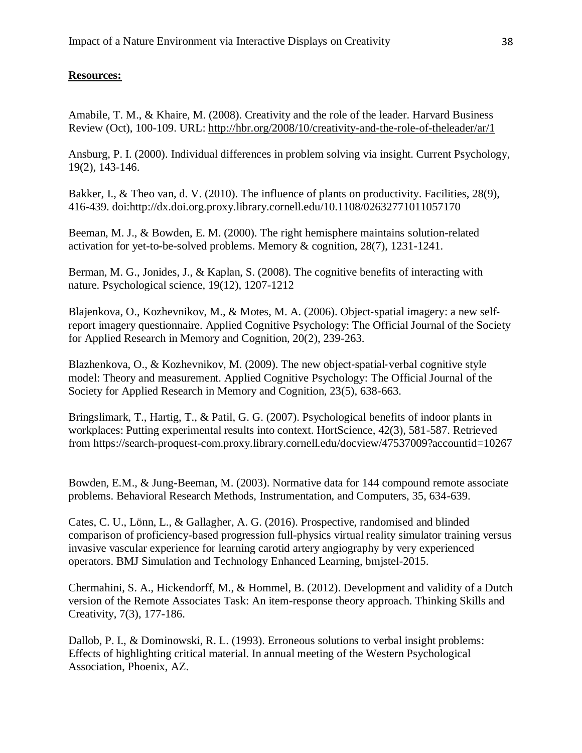**Resources:**

Amabile, T. M., & Khaire, M. (2008). Creativity and the role of the leader. Harvard Business Review (Oct), 100-109. URL: http://hbr.org/2008/10/creativity-and-the-role-of-theleader/ar/1

Ansburg, P. I. (2000). Individual differences in problem solving via insight. Current Psychology, 19(2), 143-146.

Bakker, I., & Theo van, d. V. (2010). The influence of plants on productivity. Facilities, 28(9), 416-439. doi:http://dx.doi.org.proxy.library.cornell.edu/10.1108/02632771011057170

Beeman, M. J., & Bowden, E. M. (2000). The right hemisphere maintains solution-related activation for yet-to-be-solved problems. Memory & cognition, 28(7), 1231-1241.

Berman, M. G., Jonides, J., & Kaplan, S. (2008). The cognitive benefits of interacting with nature. Psychological science, 19(12), 1207-1212

Blajenkova, O., Kozhevnikov, M., & Motes, M. A. (2006). Object-spatial imagery: a new self-report imagery questionnaire. Applied Cognitive Psychology: The Official Journal of the Society for Applied Research in Memory and Cognition, 20(2), 239-263.

Blazhenkova, O., & Kozhevnikov, M. (2009). The new object-spatial-verbal cognitive style model: Theory and measurement. Applied Cognitive Psychology: The Official Journal of the Society for Applied Research in Memory and Cognition, 23(5), 638-663.

Bringslimark, T., Hartig, T., & Patil, G. G. (2007). Psychological benefits of indoor plants in workplaces: Putting experimental results into context. HortScience, 42(3), 581-587. Retrieved from https://search-proquest-com.proxy.library.cornell.edu/docview/47537009?accountid=10267

Bowden, E.M., & Jung-Beeman, M. (2003). Normative data for 144 compound remote associate problems. Behavioral Research Methods, Instrumentation, and Computers, 35, 634-639.

Cates, C. U., Lönn, L., & Gallagher, A. G. (2016). Prospective, randomised and blinded comparison of proficiency-based progression full-physics virtual reality simulator training versus invasive vascular experience for learning carotid artery angiography by very experienced operators. BMJ Simulation and Technology Enhanced Learning, bmjstel-2015.

Chermahini, S. A., Hickendorff, M., & Hommel, B. (2012). Development and validity of a Dutch version of the Remote Associates Task: An item-response theory approach. Thinking Skills and Creativity, 7(3), 177-186.

Dallob, P. I., & Dominowski, R. L. (1993). Erroneous solutions to verbal insight problems: Effects of highlighting critical material. In annual meeting of the Western Psychological Association, Phoenix, AZ.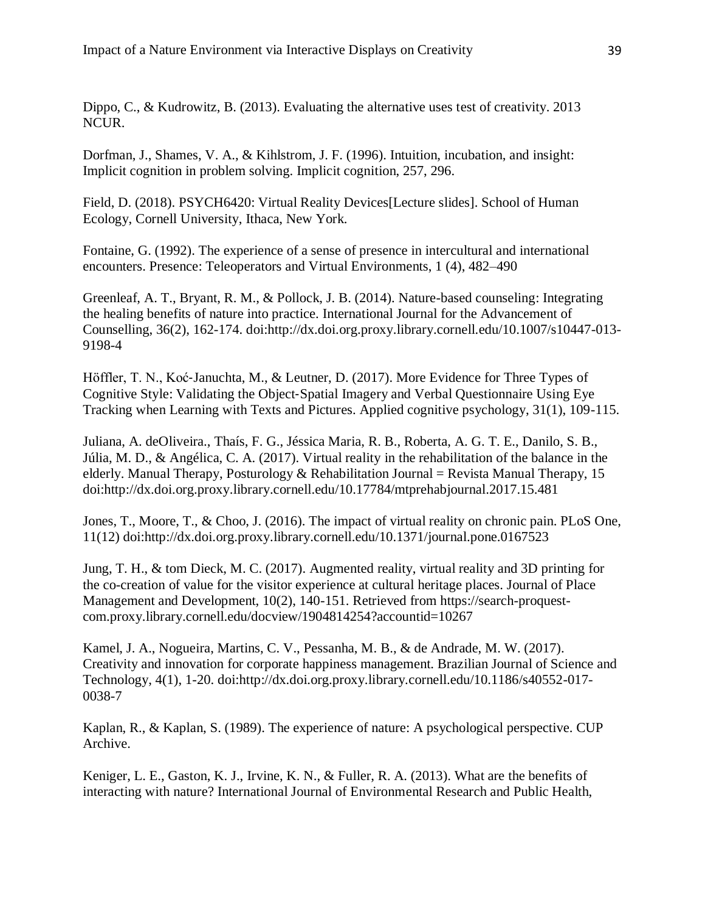Dippo, C., & Kudrowitz, B. (2013). Evaluating the alternative uses test of creativity. 2013 NCUR.

Dorfman, J., Shames, V. A., & Kihlstrom, J. F. (1996). Intuition, incubation, and insight: Implicit cognition in problem solving. Implicit cognition, 257, 296.

Field, D. (2018). PSYCH6420: Virtual Reality Devices[Lecture slides]. School of Human Ecology, Cornell University, Ithaca, New York.

Fontaine, G. (1992). The experience of a sense of presence in intercultural and international encounters. Presence: Teleoperators and Virtual Environments, 1 (4), 482–490

Greenleaf, A. T., Bryant, R. M., & Pollock, J. B. (2014). Nature-based counseling: Integrating the healing benefits of nature into practice. International Journal for the Advancement of Counselling, 36(2), 162-174. doi:http://dx.doi.org.proxy.library.cornell.edu/10.1007/s10447-013-9198-4

Höffler, T. N., Koć‐Januchta, M., & Leutner, D. (2017). More Evidence for Three Types of Cognitive Style: Validating the Object‐Spatial Imagery and Verbal Questionnaire Using Eye Tracking when Learning with Texts and Pictures. Applied cognitive psychology, 31(1), 109-115.

Juliana, A. deOliveira., Thaís, F. G., Jéssica Maria, R. B., Roberta, A. G. T. E., Danilo, S. B., Júlia, M. D., & Angélica, C. A. (2017). Virtual reality in the rehabilitation of the balance in the elderly. Manual Therapy, Posturology & Rehabilitation Journal = Revista Manual Therapy, 15 doi:http://dx.doi.org.proxy.library.cornell.edu/10.17784/mtprehabjournal.2017.15.481

Jones, T., Moore, T., & Choo, J. (2016). The impact of virtual reality on chronic pain. PLoS One, 11(12) doi:http://dx.doi.org.proxy.library.cornell.edu/10.1371/journal.pone.0167523

Jung, T. H., & tom Dieck, M. C. (2017). Augmented reality, virtual reality and 3D printing for the co-creation of value for the visitor experience at cultural heritage places. Journal of Place Management and Development, 10(2), 140-151. Retrieved from https://search-proquest-com.proxy.library.cornell.edu/docview/1904814254?accountid=10267

Kamel, J. A., Nogueira, Martins, C. V., Pessanha, M. B., & de Andrade, M. W. (2017). Creativity and innovation for corporate happiness management. Brazilian Journal of Science and Technology, 4(1), 1-20. doi:http://dx.doi.org.proxy.library.cornell.edu/10.1186/s40552-017-0038-7

Kaplan, R., & Kaplan, S. (1989). The experience of nature: A psychological perspective. CUP Archive.

Keniger, L. E., Gaston, K. J., Irvine, K. N., & Fuller, R. A. (2013). What are the benefits of interacting with nature? International Journal of Environmental Research and Public Health,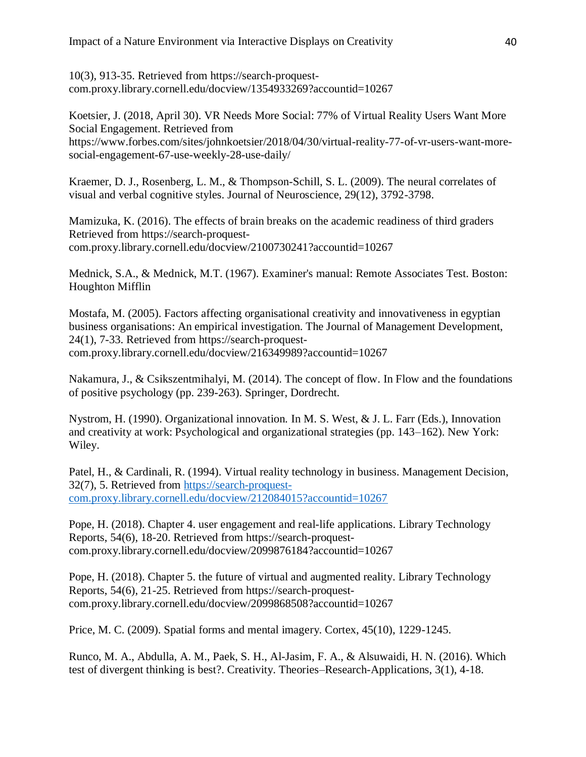10(3), 913-35. Retrieved from https://search-proquest-com.proxy.library.cornell.edu/docview/1354933269?accountid=10267

Koetsier, J. (2018, April 30). VR Needs More Social: 77% of Virtual Reality Users Want More Social Engagement. Retrieved from https://www.forbes.com/sites/johnkoetsier/2018/04/30/virtual-reality-77-of-vr-users-want-more-social-engagement-67-use-weekly-28-use-daily/

Kraemer, D. J., Rosenberg, L. M., & Thompson-Schill, S. L. (2009). The neural correlates of visual and verbal cognitive styles. Journal of Neuroscience, 29(12), 3792-3798.

Mamizuka, K. (2016). The effects of brain breaks on the academic readiness of third graders Retrieved from https://search-proquest-com.proxy.library.cornell.edu/docview/2100730241?accountid=10267

Mednick, S.A., & Mednick, M.T. (1967). Examiner's manual: Remote Associates Test. Boston: Houghton Mifflin

Mostafa, M. (2005). Factors affecting organisational creativity and innovativeness in egyptian business organisations: An empirical investigation. The Journal of Management Development, 24(1), 7-33. Retrieved from https://search-proquest-com.proxy.library.cornell.edu/docview/216349989?accountid=10267

Nakamura, J., & Csikszentmihalyi, M. (2014). The concept of flow. In Flow and the foundations of positive psychology (pp. 239-263). Springer, Dordrecht.

Nystrom, H. (1990). Organizational innovation. In M. S. West, & J. L. Farr (Eds.), Innovation and creativity at work: Psychological and organizational strategies (pp. 143–162). New York: Wiley.

Patel, H., & Cardinali, R. (1994). Virtual reality technology in business. Management Decision, 32(7), 5. Retrieved from https://search-proquest-com.proxy.library.cornell.edu/docview/212084015?accountid=10267

Pope, H. (2018). Chapter 4. user engagement and real-life applications. Library Technology Reports, 54(6), 18-20. Retrieved from https://search-proquest-com.proxy.library.cornell.edu/docview/2099876184?accountid=10267

Pope, H. (2018). Chapter 5. the future of virtual and augmented reality. Library Technology Reports, 54(6), 21-25. Retrieved from https://search-proquest-com.proxy.library.cornell.edu/docview/2099868508?accountid=10267

Price, M. C. (2009). Spatial forms and mental imagery. Cortex, 45(10), 1229-1245.

Runco, M. A., Abdulla, A. M., Paek, S. H., Al-Jasim, F. A., & Alsuwaidi, H. N. (2016). Which test of divergent thinking is best?. Creativity. Theories–Research-Applications, 3(1), 4-18.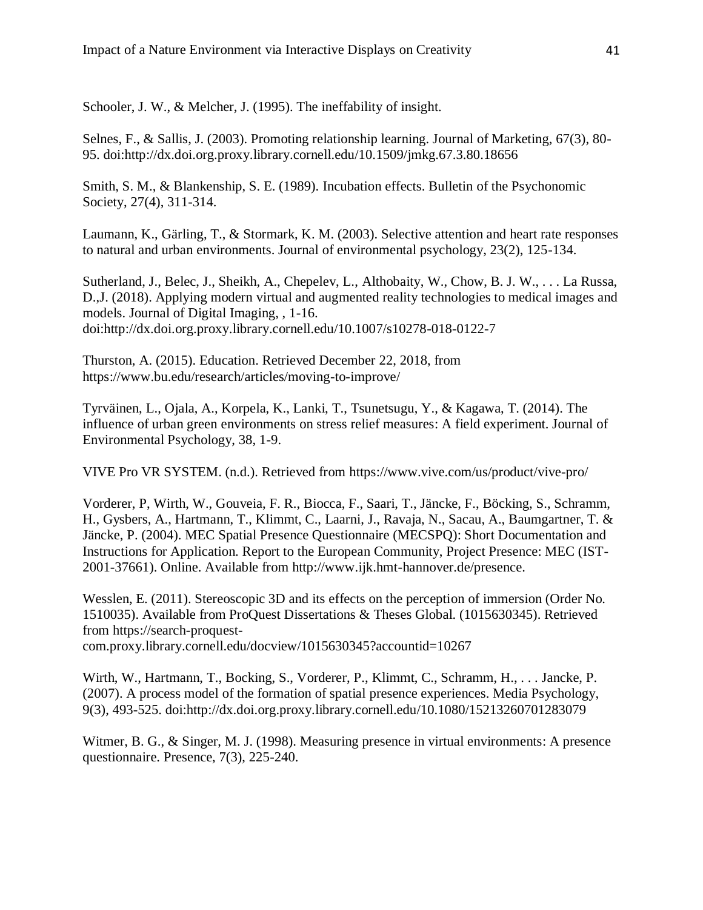Schooler, J. W., & Melcher, J. (1995). The ineffability of insight.

Selnes, F., & Sallis, J. (2003). Promoting relationship learning. Journal of Marketing, 67(3), 80-95. doi:http://dx.doi.org.proxy.library.cornell.edu/10.1509/jmkg.67.3.80.18656

Smith, S. M., & Blankenship, S. E. (1989). Incubation effects. Bulletin of the Psychonomic Society, 27(4), 311-314.

Laumann, K., Gärling, T., & Stormark, K. M. (2003). Selective attention and heart rate responses to natural and urban environments. Journal of environmental psychology, 23(2), 125-134.

Sutherland, J., Belec, J., Sheikh, A., Chepelev, L., Althobaity, W., Chow, B. J. W., . . . La Russa, D.,J. (2018). Applying modern virtual and augmented reality technologies to medical images and models. Journal of Digital Imaging, , 1-16. doi:http://dx.doi.org.proxy.library.cornell.edu/10.1007/s10278-018-0122-7

Thurston, A. (2015). Education. Retrieved December 22, 2018, from https://www.bu.edu/research/articles/moving-to-improve/

Tyrväinen, L., Ojala, A., Korpela, K., Lanki, T., Tsunetsugu, Y., & Kagawa, T. (2014). The influence of urban green environments on stress relief measures: A field experiment. Journal of Environmental Psychology, 38, 1-9.

VIVE Pro VR SYSTEM. (n.d.). Retrieved from https://www.vive.com/us/product/vive-pro/

Vorderer, P, Wirth, W., Gouveia, F. R., Biocca, F., Saari, T., Jäncke, F., Böcking, S., Schramm, H., Gysbers, A., Hartmann, T., Klimmt, C., Laarni, J., Ravaja, N., Sacau, A., Baumgartner, T. & Jäncke, P. (2004). MEC Spatial Presence Questionnaire (MECSPQ): Short Documentation and Instructions for Application. Report to the European Community, Project Presence: MEC (IST-2001-37661). Online. Available from http://www.ijk.hmt-hannover.de/presence.

Wesslen, E. (2011). Stereoscopic 3D and its effects on the perception of immersion (Order No. 1510035). Available from ProQuest Dissertations & Theses Global. (1015630345). Retrieved from https://search-proquest-com.proxy.library.cornell.edu/docview/1015630345?accountid=10267

Wirth, W., Hartmann, T., Bocking, S., Vorderer, P., Klimmt, C., Schramm, H., . . . Jancke, P. (2007). A process model of the formation of spatial presence experiences. Media Psychology, 9(3), 493-525. doi:http://dx.doi.org.proxy.library.cornell.edu/10.1080/15213260701283079

Witmer, B. G., & Singer, M. J. (1998). Measuring presence in virtual environments: A presence questionnaire. Presence, 7(3), 225-240.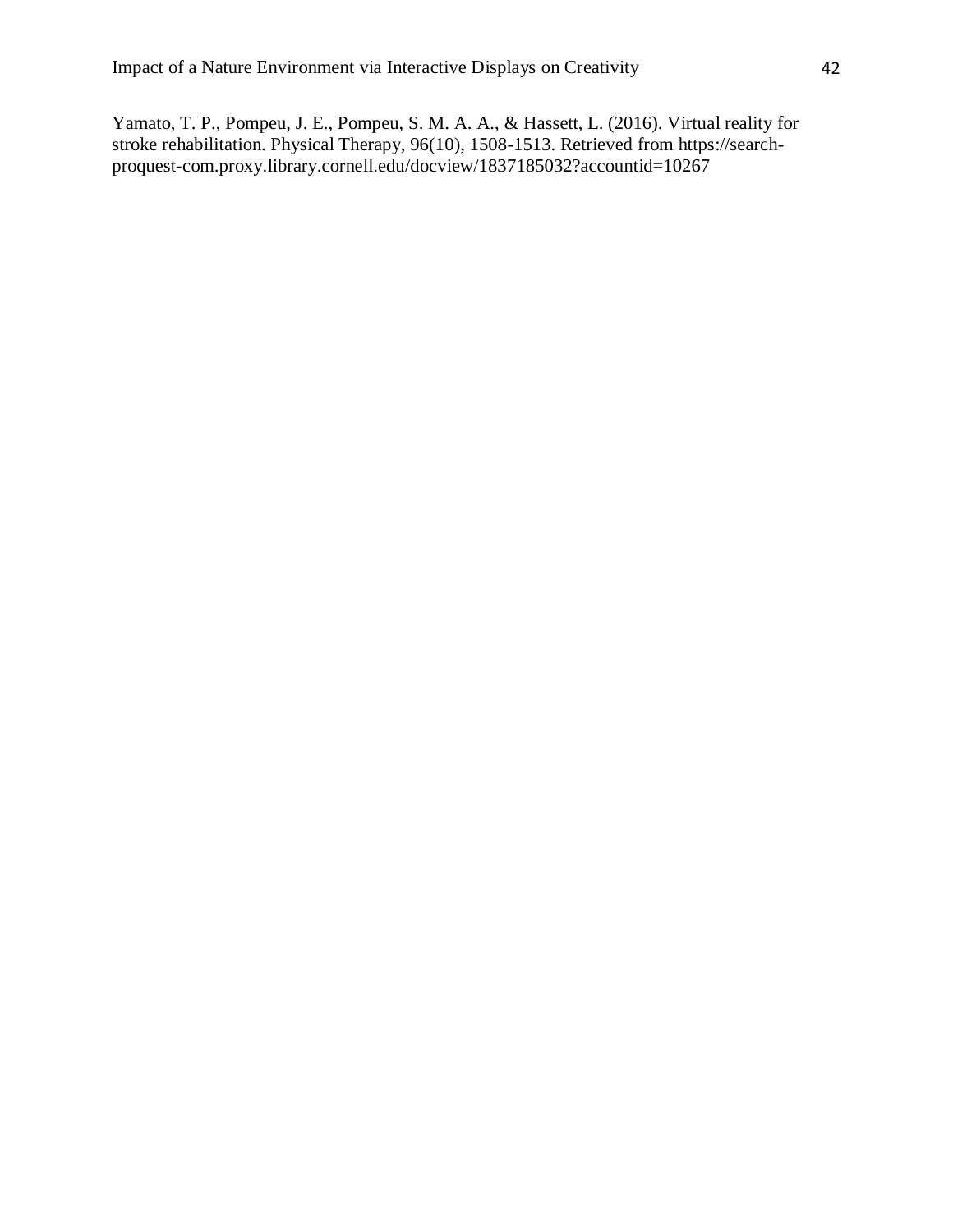Yamato, T. P., Pompeu, J. E., Pompeu, S. M. A. A., & Hassett, L. (2016). Virtual reality for stroke rehabilitation. Physical Therapy, 96(10), 1508-1513. Retrieved from https://search-proquest-com.proxy.library.cornell.edu/docview/1837185032?accountid=10267